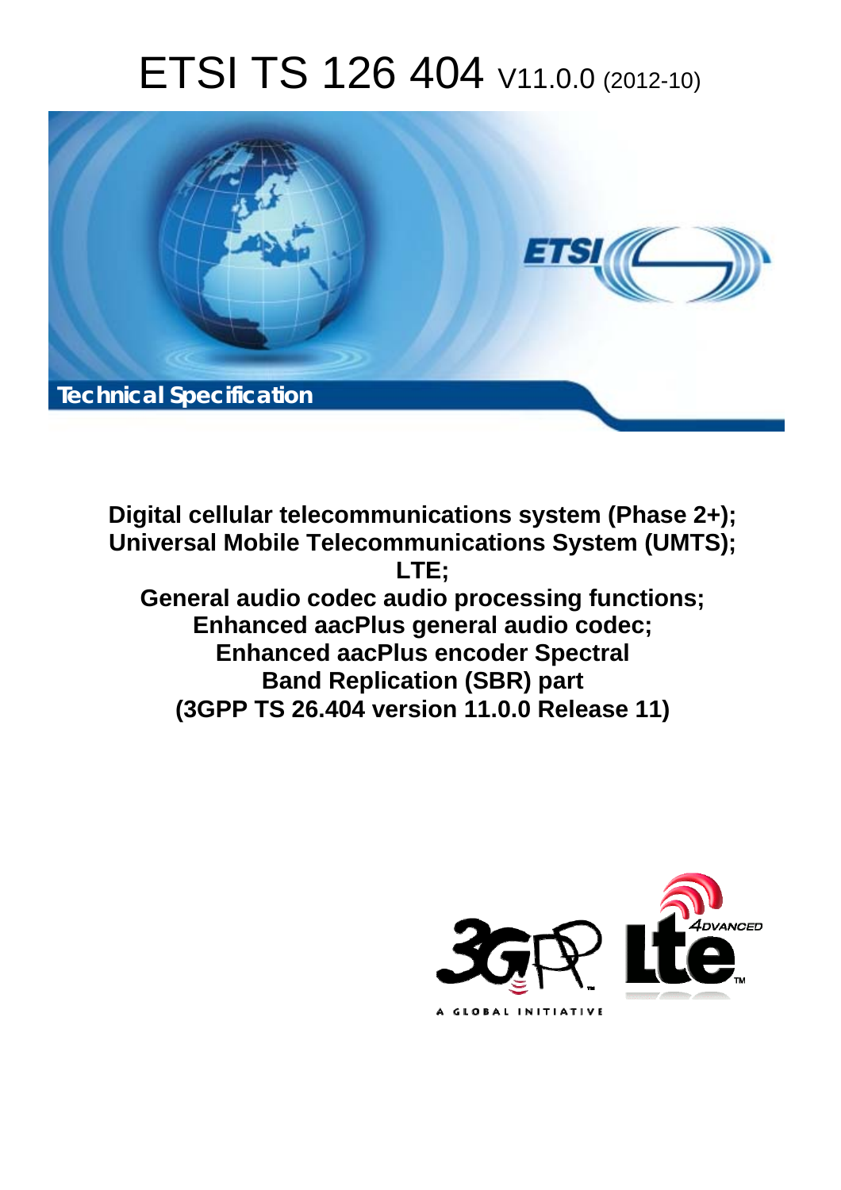# ETSI TS 126 404 V11.0.0 (2012-10)

Technical Specification

**Digital cellular telecommunications system (Phase 2+); Universal Mobile Telecommunications System (UMTS); LTE; General audio codec audio processing functions; Enhanced aacPlus general audio codec; Enhanced aacPlus encoder Spectral Band Replication (SBR) part (3GPP TS 26.404 version 11.0.0 Release 11)**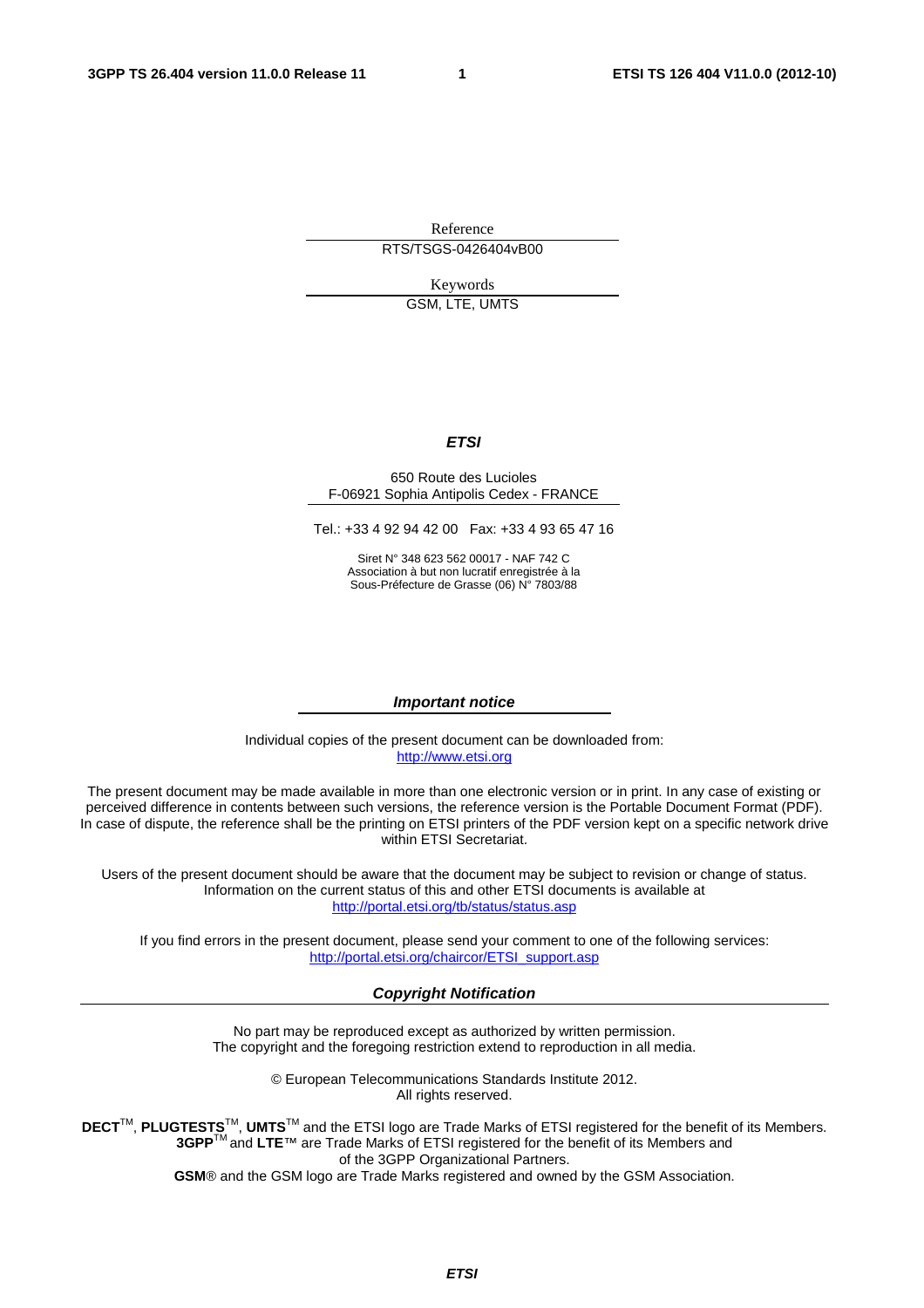Reference

RTS/TSGS-0426404vB00

Keywords

GSM, LTE, UMTS

***ETSI***

650 Route des Lucioles
F-06921 Sophia Antipolis Cedex - FRANCE

Tel.: +33 4 92 94 42 00 Fax: +33 4 93 65 47 16

Siret N° 348 623 562 00017 - NAF 742 C
Association à but non lucratif enregistrée à la
Sous-Préfecture de Grasse (06) N° 7803/88

***Important notice***

Individual copies of the present document can be downloaded from:
http://www.etsi.org

The present document may be made available in more than one electronic version or in print. In any case of existing or perceived difference in contents between such versions, the reference version is the Portable Document Format (PDF). In case of dispute, the reference shall be the printing on ETSI printers of the PDF version kept on a specific network drive within ETSI Secretariat.

Users of the present document should be aware that the document may be subject to revision or change of status. Information on the current status of this and other ETSI documents is available at
http://portal.etsi.org/tb/status/status.asp

If you find errors in the present document, please send your comment to one of the following services:
http://portal.etsi.org/chaircor/ETSI_support.asp

***Copyright Notification***

No part may be reproduced except as authorized by written permission.
The copyright and the foregoing restriction extend to reproduction in all media.

© European Telecommunications Standards Institute 2012.
All rights reserved.

**DECT**™, **PLUGTESTS**™, **UMTS**™ and the ETSI logo are Trade Marks of ETSI registered for the benefit of its Members.
**3GPP**™ and **LTE**™ are Trade Marks of ETSI registered for the benefit of its Members and
of the 3GPP Organizational Partners.
**GSM**® and the GSM logo are Trade Marks registered and owned by the GSM Association.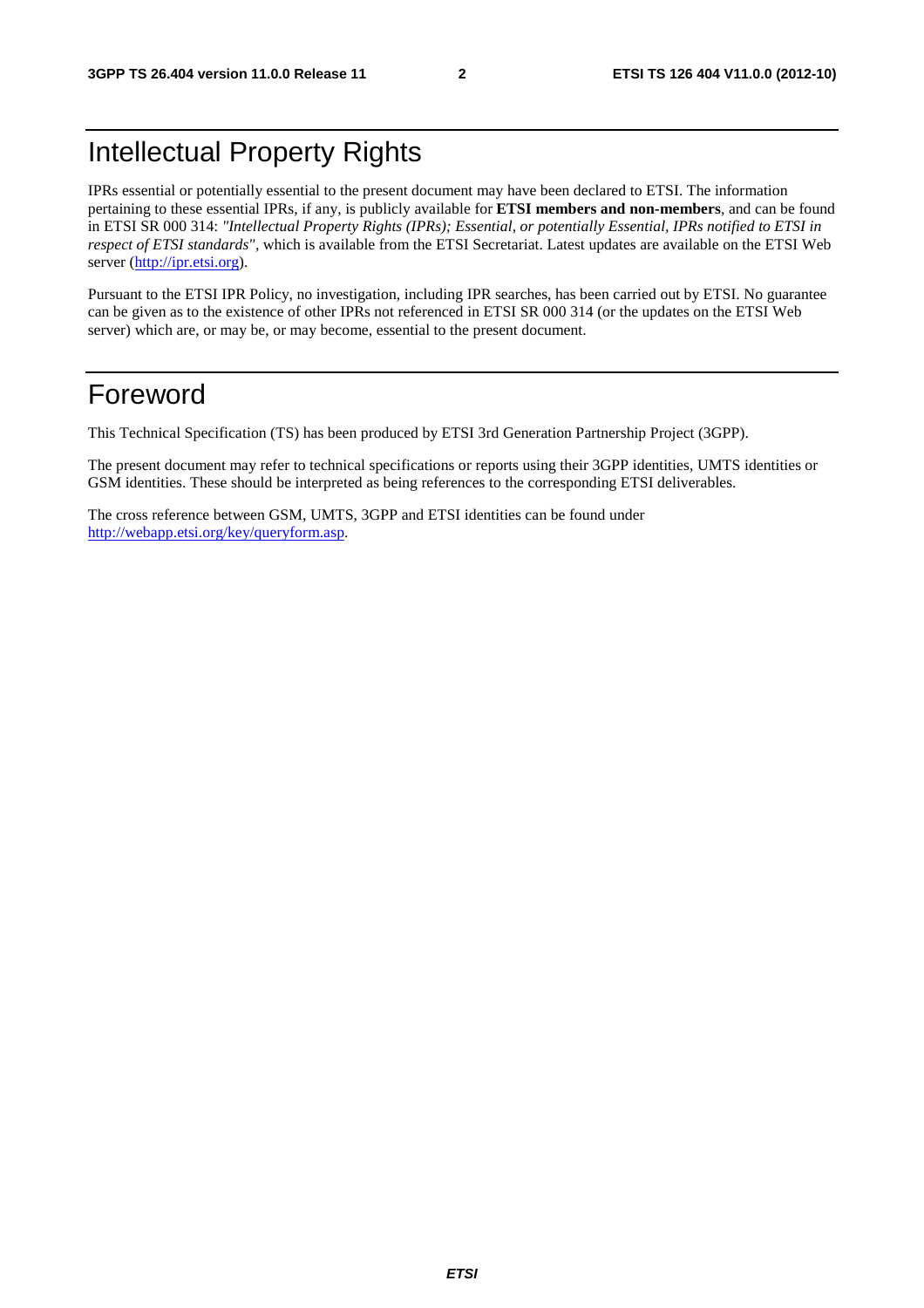# Intellectual Property Rights

IPRs essential or potentially essential to the present document may have been declared to ETSI. The information pertaining to these essential IPRs, if any, is publicly available for **ETSI members and non-members**, and can be found in ETSI SR 000 314: *"Intellectual Property Rights (IPRs); Essential, or potentially Essential, IPRs notified to ETSI in respect of ETSI standards"*, which is available from the ETSI Secretariat. Latest updates are available on the ETSI Web server (http://ipr.etsi.org).

Pursuant to the ETSI IPR Policy, no investigation, including IPR searches, has been carried out by ETSI. No guarantee can be given as to the existence of other IPRs not referenced in ETSI SR 000 314 (or the updates on the ETSI Web server) which are, or may be, or may become, essential to the present document.

# Foreword

This Technical Specification (TS) has been produced by ETSI 3rd Generation Partnership Project (3GPP).

The present document may refer to technical specifications or reports using their 3GPP identities, UMTS identities or GSM identities. These should be interpreted as being references to the corresponding ETSI deliverables.

The cross reference between GSM, UMTS, 3GPP and ETSI identities can be found under http://webapp.etsi.org/key/queryform.asp.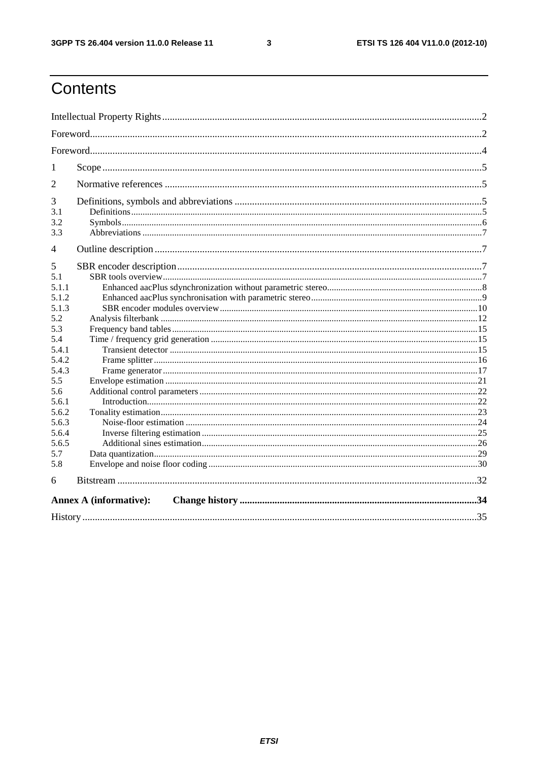# Contents

Intellectual Property Rights ..... 2

Foreword ..... 2

Foreword ..... 4

1 Scope ..... 5

2 Normative references ..... 5

3 Definitions, symbols and abbreviations ..... 5

3.1 Definitions ..... 5

3.2 Symbols ..... 6

3.3 Abbreviations ..... 7

4 Outline description ..... 7

5 SBR encoder description ..... 7

5.1 SBR tools overview ..... 7

5.1.1 Enhanced aacPlus sdynchronization without parametric stereo ..... 8

5.1.2 Enhanced aacPlus synchronisation with parametric stereo ..... 9

5.1.3 SBR encoder modules overview ..... 10

5.2 Analysis filterbank ..... 12

5.3 Frequency band tables ..... 15

5.4 Time / frequency grid generation ..... 15

5.4.1 Transient detector ..... 15

5.4.2 Frame splitter ..... 16

5.4.3 Frame generator ..... 17

5.5 Envelope estimation ..... 21

5.6 Additional control parameters ..... 22

5.6.1 Introduction ..... 22

5.6.2 Tonality estimation ..... 23

5.6.3 Noise-floor estimation ..... 24

5.6.4 Inverse filtering estimation ..... 25

5.6.5 Additional sines estimation ..... 26

5.7 Data quantization ..... 29

5.8 Envelope and noise floor coding ..... 30

6 Bitstream ..... 32

**Annex A (informative): Change history ..... 34**

History ..... 35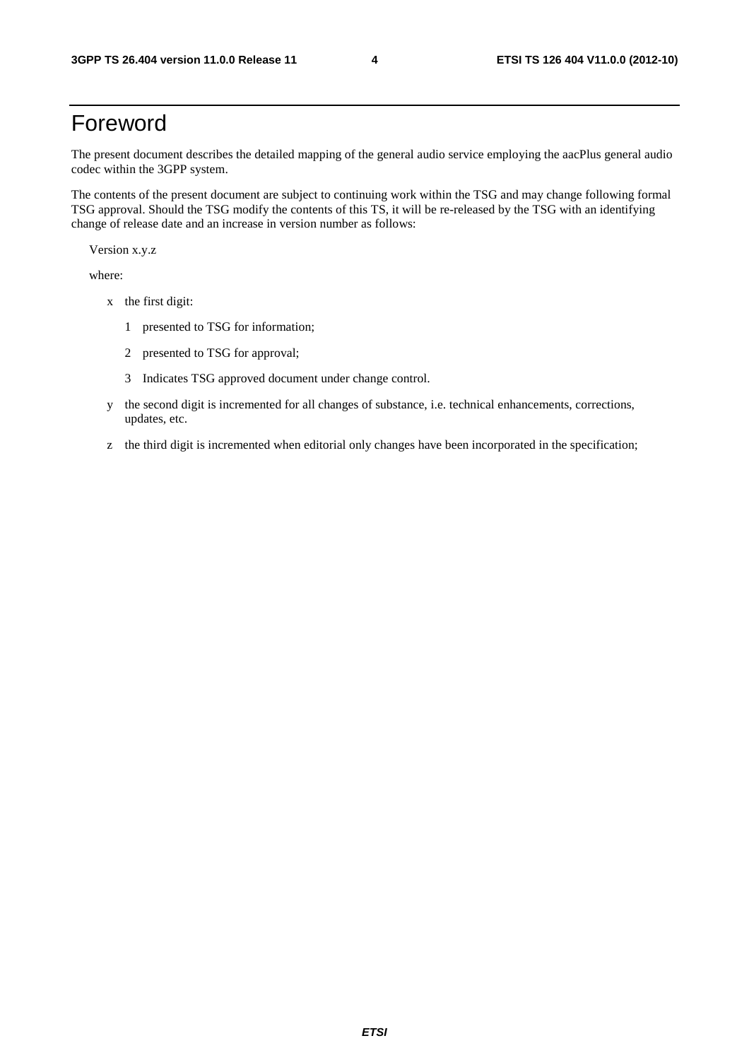# Foreword

The present document describes the detailed mapping of the general audio service employing the aacPlus general audio codec within the 3GPP system.

The contents of the present document are subject to continuing work within the TSG and may change following formal TSG approval. Should the TSG modify the contents of this TS, it will be re-released by the TSG with an identifying change of release date and an increase in version number as follows:

Version x.y.z

where:

- x the first digit:
  - 1 presented to TSG for information;
  - 2 presented to TSG for approval;
  - 3 Indicates TSG approved document under change control.
- y the second digit is incremented for all changes of substance, i.e. technical enhancements, corrections, updates, etc.
- z the third digit is incremented when editorial only changes have been incorporated in the specification;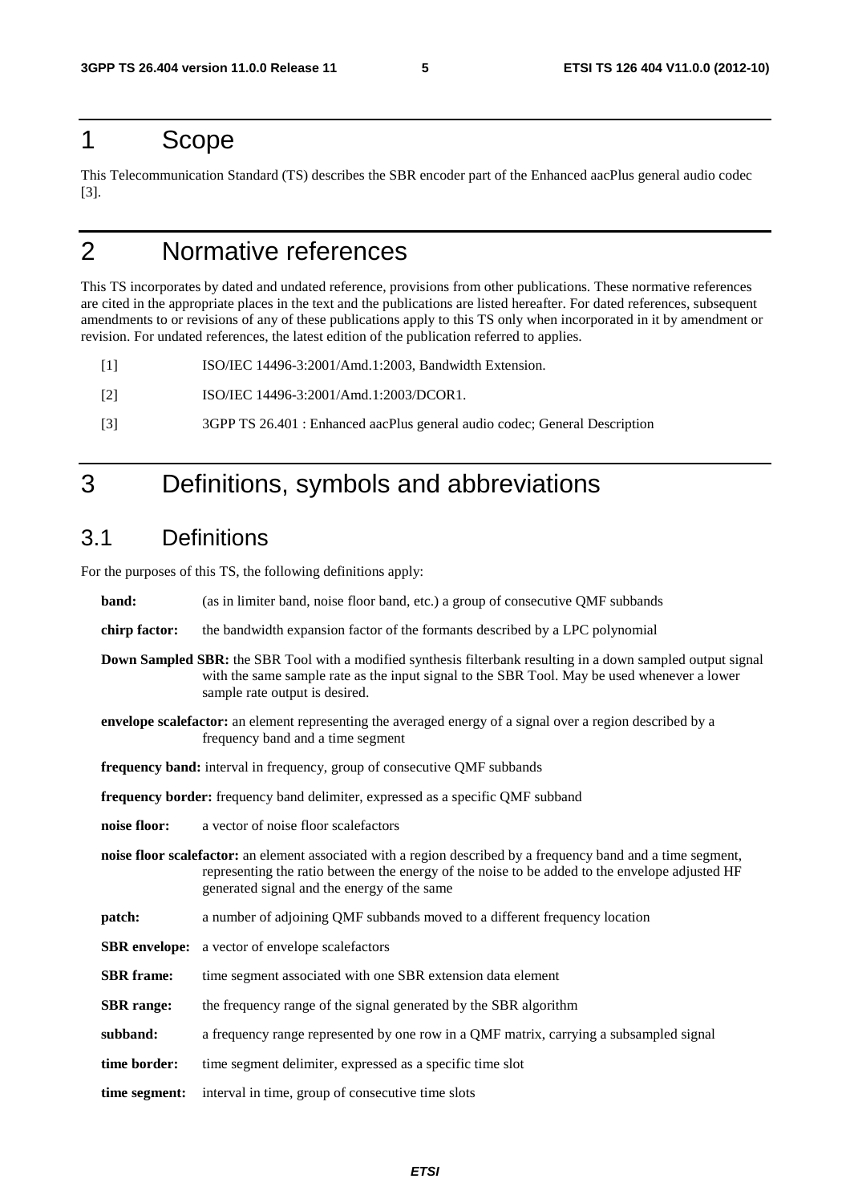# 1 Scope

This Telecommunication Standard (TS) describes the SBR encoder part of the Enhanced aacPlus general audio codec [3].

# 2 Normative references

This TS incorporates by dated and undated reference, provisions from other publications. These normative references are cited in the appropriate places in the text and the publications are listed hereafter. For dated references, subsequent amendments to or revisions of any of these publications apply to this TS only when incorporated in it by amendment or revision. For undated references, the latest edition of the publication referred to applies.

[1] ISO/IEC 14496-3:2001/Amd.1:2003, Bandwidth Extension.

[2] ISO/IEC 14496-3:2001/Amd.1:2003/DCOR1.

[3] 3GPP TS 26.401 : Enhanced aacPlus general audio codec; General Description

# 3 Definitions, symbols and abbreviations

## 3.1 Definitions

For the purposes of this TS, the following definitions apply:

**band:** (as in limiter band, noise floor band, etc.) a group of consecutive QMF subbands

**chirp factor:** the bandwidth expansion factor of the formants described by a LPC polynomial

**Down Sampled SBR:** the SBR Tool with a modified synthesis filterbank resulting in a down sampled output signal with the same sample rate as the input signal to the SBR Tool. May be used whenever a lower sample rate output is desired.

**envelope scalefactor:** an element representing the averaged energy of a signal over a region described by a frequency band and a time segment

**frequency band:** interval in frequency, group of consecutive QMF subbands

**frequency border:** frequency band delimiter, expressed as a specific QMF subband

**noise floor:** a vector of noise floor scalefactors

**noise floor scalefactor:** an element associated with a region described by a frequency band and a time segment, representing the ratio between the energy of the noise to be added to the envelope adjusted HF generated signal and the energy of the same

**patch:** a number of adjoining QMF subbands moved to a different frequency location

**SBR envelope:** a vector of envelope scalefactors

**SBR frame:** time segment associated with one SBR extension data element

**SBR range:** the frequency range of the signal generated by the SBR algorithm

**subband:** a frequency range represented by one row in a QMF matrix, carrying a subsampled signal

**time border:** time segment delimiter, expressed as a specific time slot

**time segment:** interval in time, group of consecutive time slots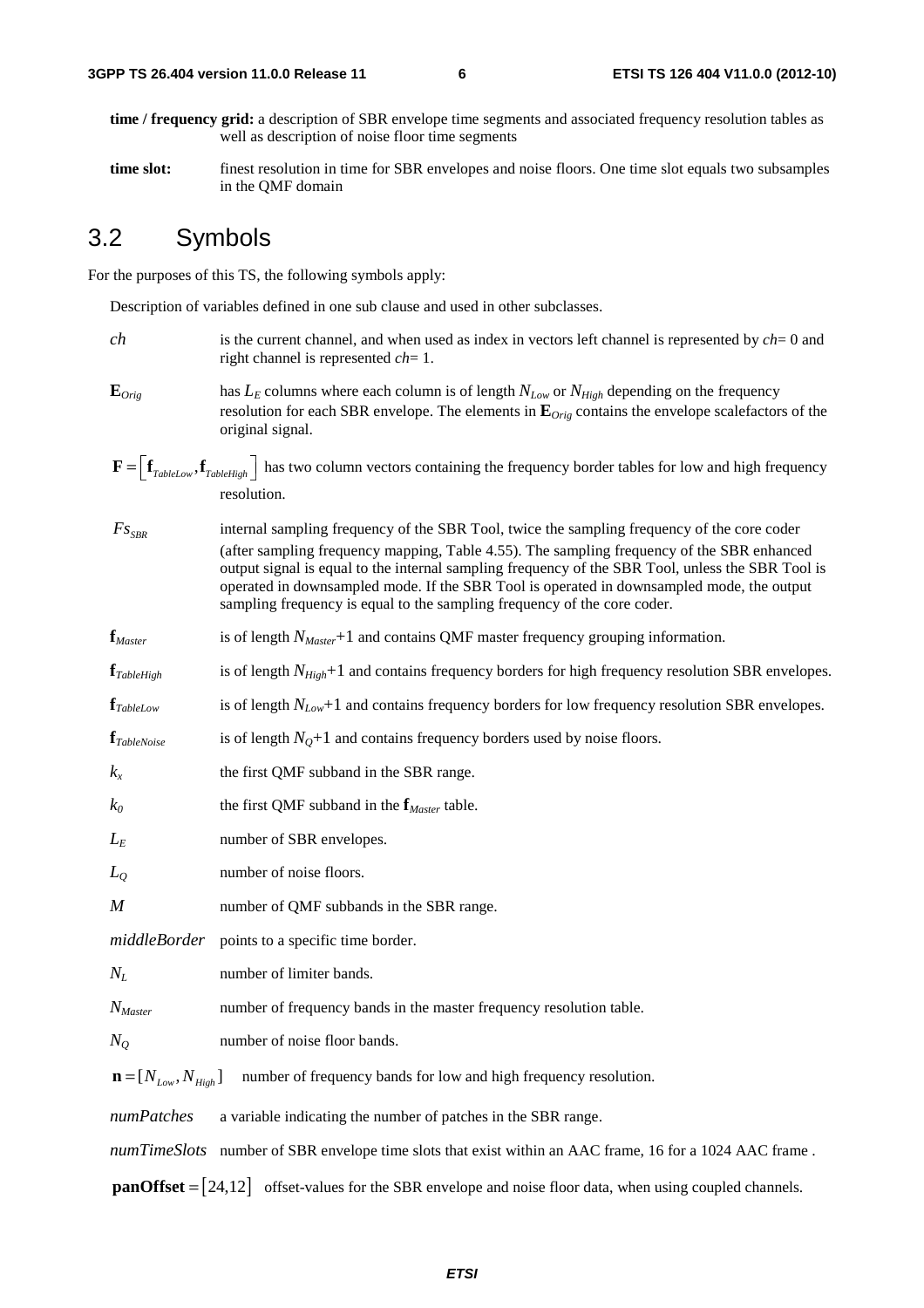**time / frequency grid:** a description of SBR envelope time segments and associated frequency resolution tables as well as description of noise floor time segments

**time slot:** finest resolution in time for SBR envelopes and noise floors. One time slot equals two subsamples in the QMF domain

## 3.2 Symbols

For the purposes of this TS, the following symbols apply:

Description of variables defined in one sub clause and used in other subclasses.

$ch$ is the current channel, and when used as index in vectors left channel is represented by $ch$= 0 and right channel is represented $ch$= 1.

$\mathbf{E}_{Orig}$ has $L_E$ columns where each column is of length $N_{Low}$ or $N_{High}$ depending on the frequency resolution for each SBR envelope. The elements in $\mathbf{E}_{Orig}$ contains the envelope scalefactors of the original signal.

$\mathbf{F} = \left[\mathbf{f}_{TableLow}, \mathbf{f}_{TableHigh}\right]$ has two column vectors containing the frequency border tables for low and high frequency resolution.

$Fs_{SBR}$ internal sampling frequency of the SBR Tool, twice the sampling frequency of the core coder (after sampling frequency mapping, Table 4.55). The sampling frequency of the SBR enhanced output signal is equal to the internal sampling frequency of the SBR Tool, unless the SBR Tool is operated in downsampled mode. If the SBR Tool is operated in downsampled mode, the output sampling frequency is equal to the sampling frequency of the core coder.

$\mathbf{f}_{Master}$ is of length $N_{Master}$+1 and contains QMF master frequency grouping information.

$\mathbf{f}_{TableHigh}$ is of length $N_{High}$+1 and contains frequency borders for high frequency resolution SBR envelopes.

$\mathbf{f}_{TableLow}$ is of length $N_{Low}$+1 and contains frequency borders for low frequency resolution SBR envelopes.

$\mathbf{f}_{TableNoise}$ is of length $N_Q$+1 and contains frequency borders used by noise floors.

$k_x$ the first QMF subband in the SBR range.

$k_0$ the first QMF subband in the $\mathbf{f}_{Master}$ table.

$L_E$ number of SBR envelopes.

$L_Q$ number of noise floors.

$M$ number of QMF subbands in the SBR range.

$middleBorder$ points to a specific time border.

$N_L$ number of limiter bands.

$N_{Master}$ number of frequency bands in the master frequency resolution table.

$N_Q$ number of noise floor bands.

$\mathbf{n} = [N_{Low}, N_{High}]$ number of frequency bands for low and high frequency resolution.

$numPatches$ a variable indicating the number of patches in the SBR range.

$numTimeSlots$ number of SBR envelope time slots that exist within an AAC frame, 16 for a 1024 AAC frame .

$\mathbf{panOffset} = [24,12]$ offset-values for the SBR envelope and noise floor data, when using coupled channels.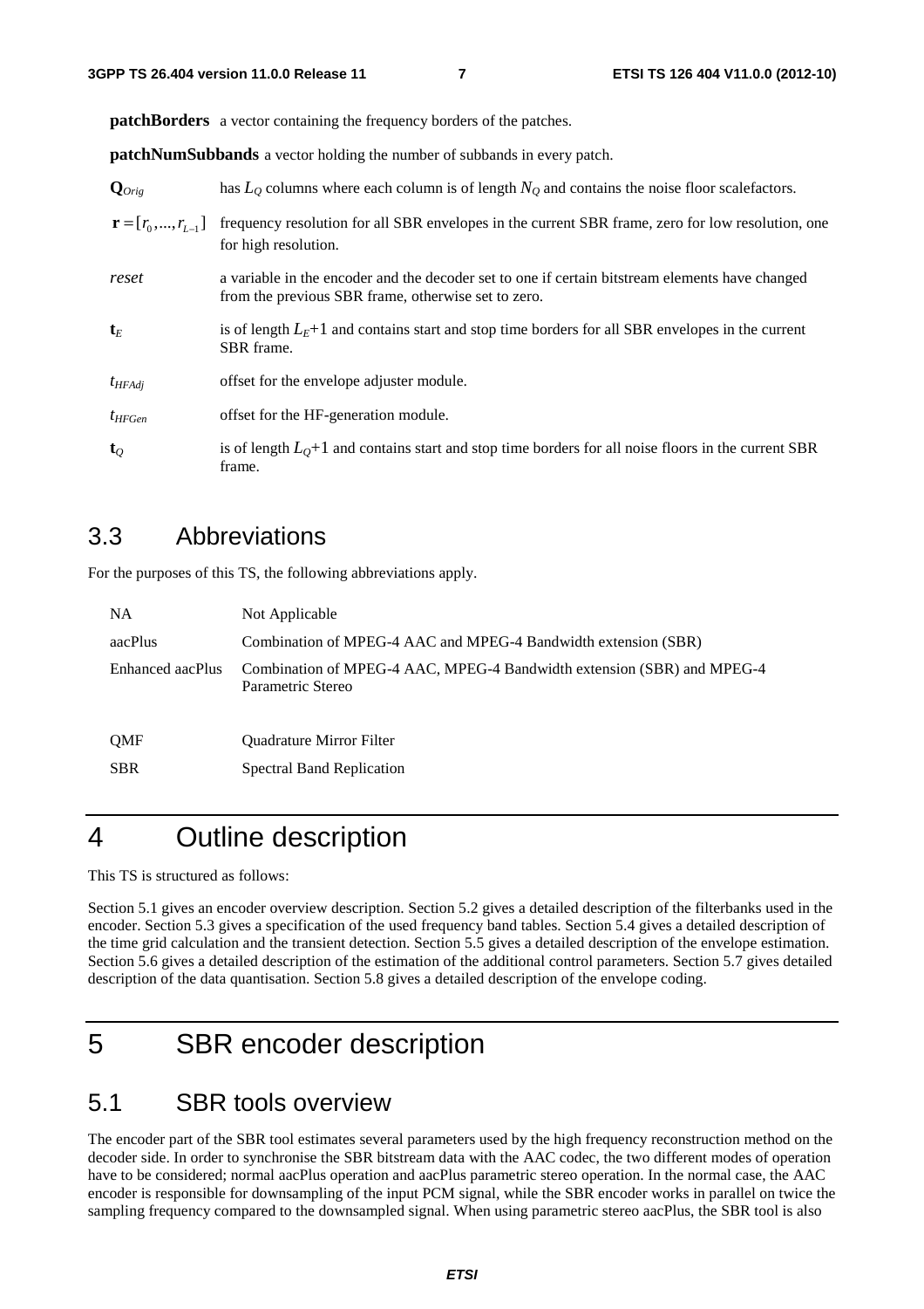**patchBorders** a vector containing the frequency borders of the patches.

**patchNumSubbands** a vector holding the number of subbands in every patch.

| | |
|---|---|
| $\mathbf{Q}_{Orig}$ | has $L_Q$ columns where each column is of length $N_Q$ and contains the noise floor scalefactors. |
| $\mathbf{r} = [r_0, ..., r_{L-1}]$ | frequency resolution for all SBR envelopes in the current SBR frame, zero for low resolution, one for high resolution. |
| *reset* | a variable in the encoder and the decoder set to one if certain bitstream elements have changed from the previous SBR frame, otherwise set to zero. |
| $\mathbf{t}_E$ | is of length $L_E$+1 and contains start and stop time borders for all SBR envelopes in the current SBR frame. |
| $t_{HFAdj}$ | offset for the envelope adjuster module. |
| $t_{HFGen}$ | offset for the HF-generation module. |
| $\mathbf{t}_Q$ | is of length $L_Q$+1 and contains start and stop time borders for all noise floors in the current SBR frame. |

## 3.3 Abbreviations

For the purposes of this TS, the following abbreviations apply.

| | |
|---|---|
| NA | Not Applicable |
| aacPlus | Combination of MPEG-4 AAC and MPEG-4 Bandwidth extension (SBR) |
| Enhanced aacPlus | Combination of MPEG-4 AAC, MPEG-4 Bandwidth extension (SBR) and MPEG-4 Parametric Stereo |
| QMF | Quadrature Mirror Filter |
| SBR | Spectral Band Replication |

# 4 Outline description

This TS is structured as follows:

Section 5.1 gives an encoder overview description. Section 5.2 gives a detailed description of the filterbanks used in the encoder. Section 5.3 gives a specification of the used frequency band tables. Section 5.4 gives a detailed description of the time grid calculation and the transient detection. Section 5.5 gives a detailed description of the envelope estimation. Section 5.6 gives a detailed description of the estimation of the additional control parameters. Section 5.7 gives detailed description of the data quantisation. Section 5.8 gives a detailed description of the envelope coding.

# 5 SBR encoder description

## 5.1 SBR tools overview

The encoder part of the SBR tool estimates several parameters used by the high frequency reconstruction method on the decoder side. In order to synchronise the SBR bitstream data with the AAC codec, the two different modes of operation have to be considered; normal aacPlus operation and aacPlus parametric stereo operation. In the normal case, the AAC encoder is responsible for downsampling of the input PCM signal, while the SBR encoder works in parallel on twice the sampling frequency compared to the downsampled signal. When using parametric stereo aacPlus, the SBR tool is also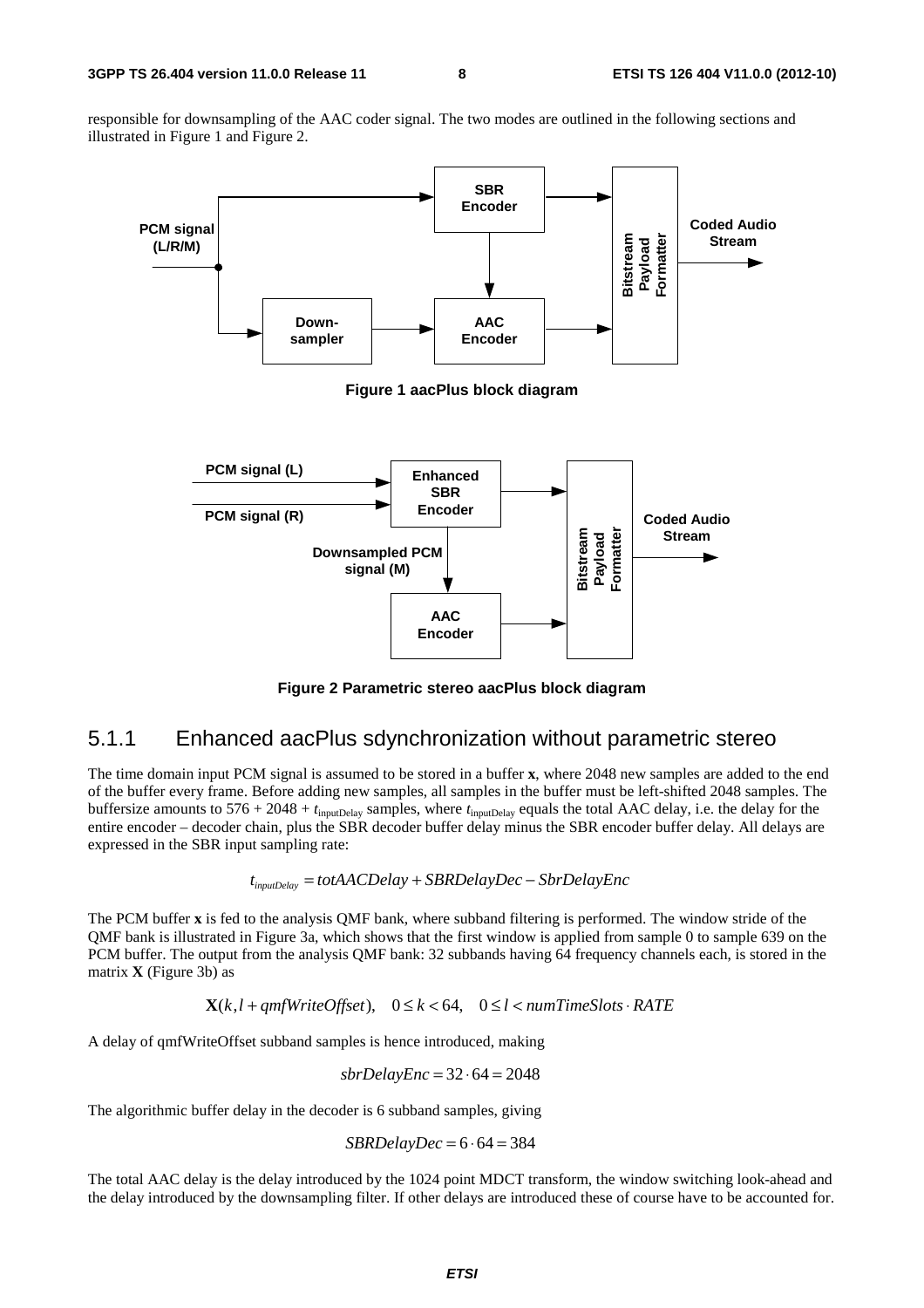responsible for downsampling of the AAC coder signal. The two modes are outlined in the following sections and illustrated in Figure 1 and Figure 2.

**Figure 1 aacPlus block diagram**

**Figure 2 Parametric stereo aacPlus block diagram**

### 5.1.1 Enhanced aacPlus sdynchronization without parametric stereo

The time domain input PCM signal is assumed to be stored in a buffer **x**, where 2048 new samples are added to the end of the buffer every frame. Before adding new samples, all samples in the buffer must be left-shifted 2048 samples. The buffersize amounts to $576 + 2048 + t_{\text{inputDelay}}$ samples, where $t_{\text{inputDelay}}$ equals the total AAC delay, i.e. the delay for the entire encoder – decoder chain, plus the SBR decoder buffer delay minus the SBR encoder buffer delay. All delays are expressed in the SBR input sampling rate:

$$t_{inputDelay} = totAACDelay + SBRDelayDec - SbrDelayEnc$$

The PCM buffer **x** is fed to the analysis QMF bank, where subband filtering is performed. The window stride of the QMF bank is illustrated in Figure 3a, which shows that the first window is applied from sample 0 to sample 639 on the PCM buffer. The output from the analysis QMF bank: 32 subbands having 64 frequency channels each, is stored in the matrix **X** (Figure 3b) as

$$\mathbf{X}(k, l + qmfWriteOffset), \quad 0 \le k < 64, \quad 0 \le l < numTimeSlots \cdot RATE$$

A delay of qmfWriteOffset subband samples is hence introduced, making

$$sbrDelayEnc = 32 \cdot 64 = 2048$$

The algorithmic buffer delay in the decoder is 6 subband samples, giving

$$SBRDelayDec = 6 \cdot 64 = 384$$

The total AAC delay is the delay introduced by the 1024 point MDCT transform, the window switching look-ahead and the delay introduced by the downsampling filter. If other delays are introduced these of course have to be accounted for.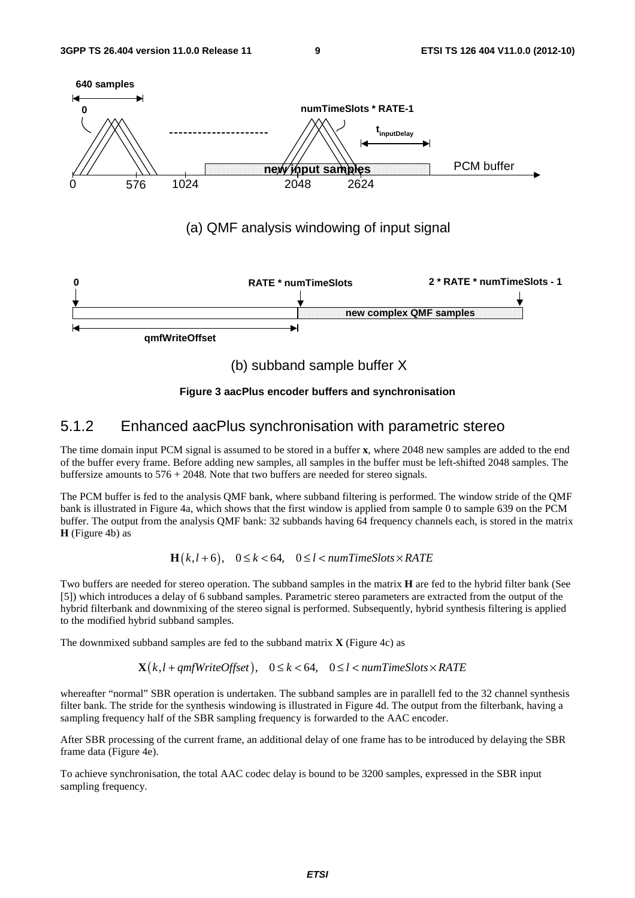(a) QMF analysis windowing of input signal

(b) subband sample buffer X

**Figure 3 aacPlus encoder buffers and synchronisation**

### 5.1.2 Enhanced aacPlus synchronisation with parametric stereo

The time domain input PCM signal is assumed to be stored in a buffer **x**, where 2048 new samples are added to the end of the buffer every frame. Before adding new samples, all samples in the buffer must be left-shifted 2048 samples. The buffersize amounts to 576 + 2048. Note that two buffers are needed for stereo signals.

The PCM buffer is fed to the analysis QMF bank, where subband filtering is performed. The window stride of the QMF bank is illustrated in Figure 4a, which shows that the first window is applied from sample 0 to sample 639 on the PCM buffer. The output from the analysis QMF bank: 32 subbands having 64 frequency channels each, is stored in the matrix **H** (Figure 4b) as

$$\mathbf{H}(k, l+6), \quad 0 \le k < 64, \quad 0 \le l < numTimeSlots \times RATE$$

Two buffers are needed for stereo operation. The subband samples in the matrix **H** are fed to the hybrid filter bank (See [5]) which introduces a delay of 6 subband samples. Parametric stereo parameters are extracted from the output of the hybrid filterbank and downmixing of the stereo signal is performed. Subsequently, hybrid synthesis filtering is applied to the modified hybrid subband samples.

The downmixed subband samples are fed to the subband matrix **X** (Figure 4c) as

$$\mathbf{X}(k, l + qmfWriteOffset), \quad 0 \le k < 64, \quad 0 \le l < numTimeSlots \times RATE$$

whereafter "normal" SBR operation is undertaken. The subband samples are in parallell fed to the 32 channel synthesis filter bank. The stride for the synthesis windowing is illustrated in Figure 4d. The output from the filterbank, having a sampling frequency half of the SBR sampling frequency is forwarded to the AAC encoder.

After SBR processing of the current frame, an additional delay of one frame has to be introduced by delaying the SBR frame data (Figure 4e).

To achieve synchronisation, the total AAC codec delay is bound to be 3200 samples, expressed in the SBR input sampling frequency.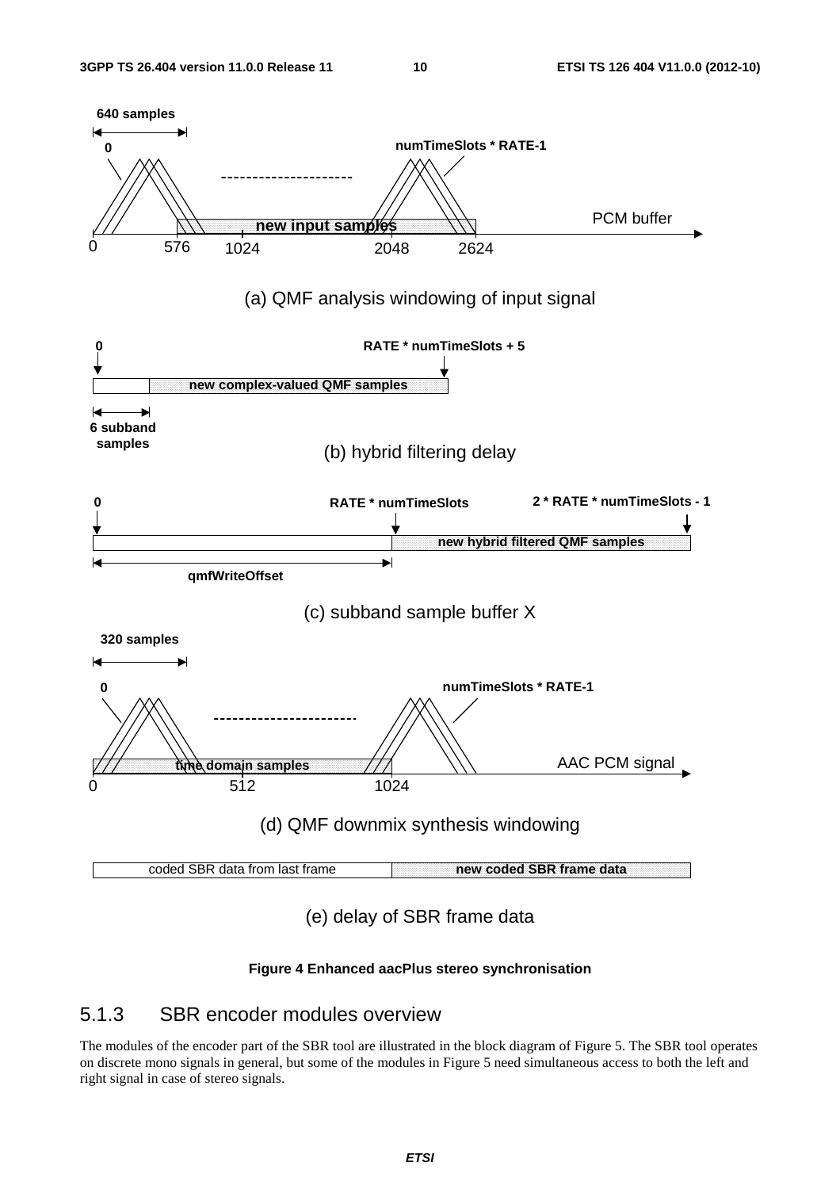Figure 4 Enhanced aacPlus stereo synchronisation

## 5.1.3 SBR encoder modules overview

The modules of the encoder part of the SBR tool are illustrated in the block diagram of Figure 5. The SBR tool operates on discrete mono signals in general, but some of the modules in Figure 5 need simultaneous access to both the left and right signal in case of stereo signals.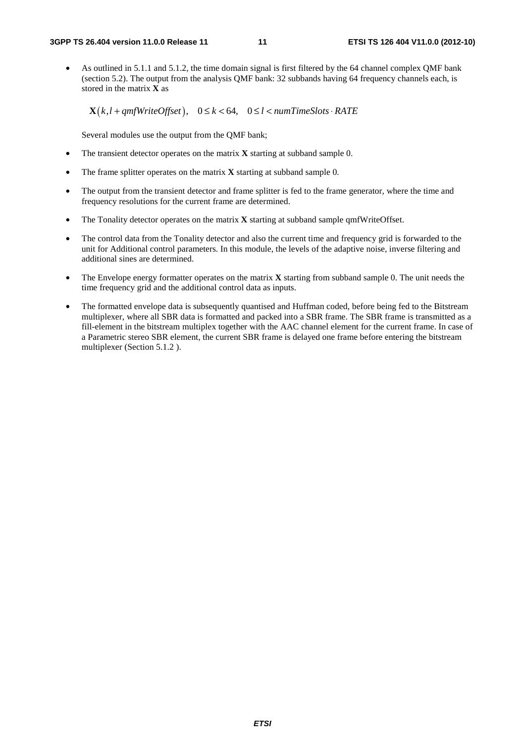- As outlined in 5.1.1 and 5.1.2, the time domain signal is first filtered by the 64 channel complex QMF bank (section 5.2). The output from the analysis QMF bank: 32 subbands having 64 frequency channels each, is stored in the matrix **X** as

  $$\mathbf{X}\left(k, l + qmfWriteOffset\right), \quad 0 \le k < 64, \quad 0 \le l < numTimeSlots \cdot RATE$$

  Several modules use the output from the QMF bank;

- The transient detector operates on the matrix **X** starting at subband sample 0.
- The frame splitter operates on the matrix **X** starting at subband sample 0.
- The output from the transient detector and frame splitter is fed to the frame generator, where the time and frequency resolutions for the current frame are determined.
- The Tonality detector operates on the matrix **X** starting at subband sample qmfWriteOffset.
- The control data from the Tonality detector and also the current time and frequency grid is forwarded to the unit for Additional control parameters. In this module, the levels of the adaptive noise, inverse filtering and additional sines are determined.
- The Envelope energy formatter operates on the matrix **X** starting from subband sample 0. The unit needs the time frequency grid and the additional control data as inputs.
- The formatted envelope data is subsequently quantised and Huffman coded, before being fed to the Bitstream multiplexer, where all SBR data is formatted and packed into a SBR frame. The SBR frame is transmitted as a fill-element in the bitstream multiplex together with the AAC channel element for the current frame. In case of a Parametric stereo SBR element, the current SBR frame is delayed one frame before entering the bitstream multiplexer (Section 5.1.2 ).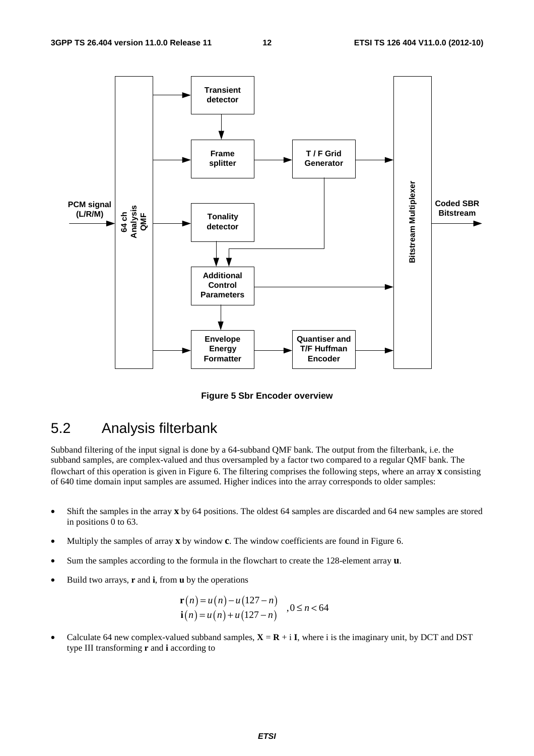**Figure 5 Sbr Encoder overview**

## 5.2 Analysis filterbank

Subband filtering of the input signal is done by a 64-subband QMF bank. The output from the filterbank, i.e. the subband samples, are complex-valued and thus oversampled by a factor two compared to a regular QMF bank. The flowchart of this operation is given in Figure 6. The filtering comprises the following steps, where an array **x** consisting of 640 time domain input samples are assumed. Higher indices into the array corresponds to older samples:

- Shift the samples in the array **x** by 64 positions. The oldest 64 samples are discarded and 64 new samples are stored in positions 0 to 63.
- Multiply the samples of array **x** by window **c**. The window coefficients are found in Figure 6.
- Sum the samples according to the formula in the flowchart to create the 128-element array **u**.
- Build two arrays, **r** and **i**, from **u** by the operations

$$\begin{aligned} \mathbf{r}(n) &= u(n) - u(127-n) \\ \mathbf{i}(n) &= u(n) + u(127-n) \end{aligned} \quad , 0 \le n < 64$$

- Calculate 64 new complex-valued subband samples, $\mathbf{X} = \mathbf{R} + \mathrm{i}\,\mathbf{I}$, where i is the imaginary unit, by DCT and DST type III transforming **r** and **i** according to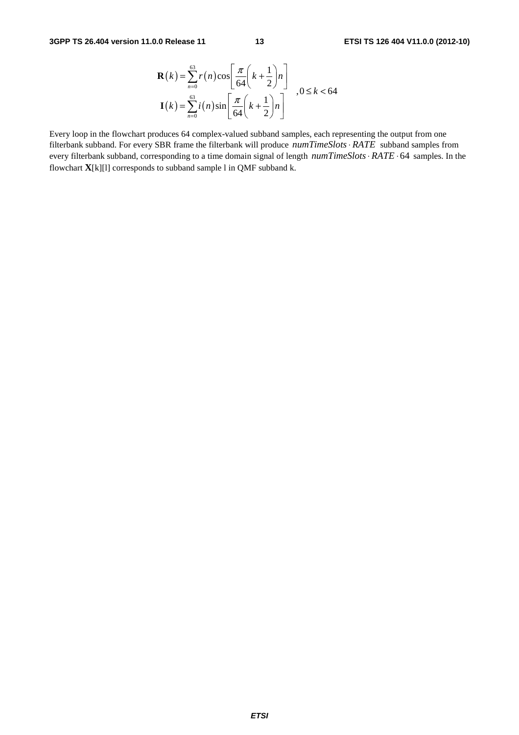$$
\begin{aligned}
\mathbf{R}(k) &= \sum_{n=0}^{63} r(n)\cos\left[\frac{\pi}{64}\left(k+\frac{1}{2}\right)n\right] \\
\mathbf{I}(k) &= \sum_{n=0}^{63} i(n)\sin\left[\frac{\pi}{64}\left(k+\frac{1}{2}\right)n\right]
\end{aligned}
\quad ,0 \le k < 64
$$

Every loop in the flowchart produces 64 complex-valued subband samples, each representing the output from one filterbank subband. For every SBR frame the filterbank will produce $numTimeSlots \cdot RATE$ subband samples from every filterbank subband, corresponding to a time domain signal of length $numTimeSlots \cdot RATE \cdot 64$ samples. In the flowchart **X**[k][l] corresponds to subband sample l in QMF subband k.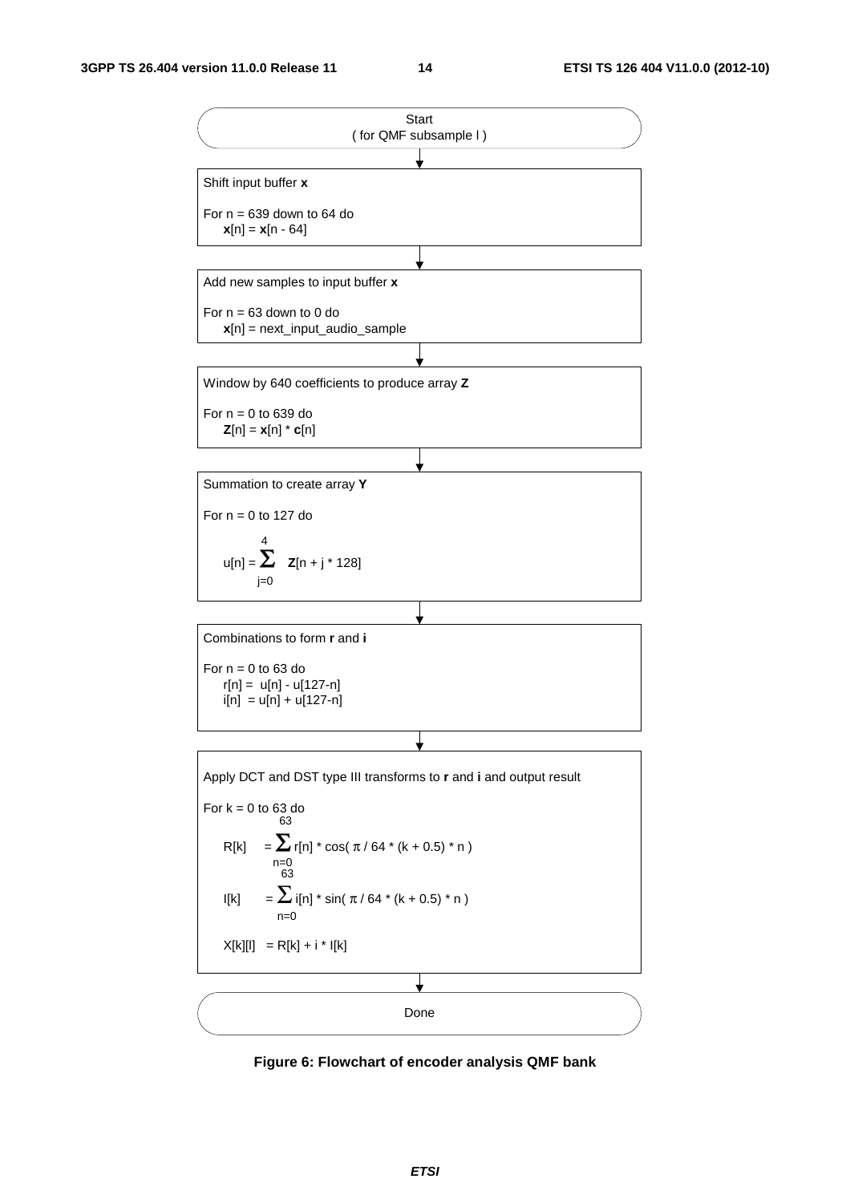Start
( for QMF subsample l )

↓

**Shift input buffer x**

For n = 639 down to 64 do
  $\mathbf{x}[n] = \mathbf{x}[n - 64]$

↓

**Add new samples to input buffer x**

For n = 63 down to 0 do
  $\mathbf{x}[n]$ = next_input_audio_sample

↓

**Window by 640 coefficients to produce array Z**

For n = 0 to 639 do
  $\mathbf{Z}[n] = \mathbf{x}[n] * \mathbf{c}[n]$

↓

**Summation to create array Y**

For n = 0 to 127 do

$$u[n] = \sum_{j=0}^{4} \mathbf{Z}[n + j * 128]$$

↓

**Combinations to form r and i**

For n = 0 to 63 do
  $r[n] = u[n] - u[127-n]$
  $i[n] = u[n] + u[127-n]$

↓

**Apply DCT and DST type III transforms to r and i and output result**

For k = 0 to 63 do

$$R[k] = \sum_{n=0}^{63} r[n] * \cos(\pi / 64 * (k + 0.5) * n)$$

$$I[k] = \sum_{n=0}^{63} i[n] * \sin(\pi / 64 * (k + 0.5) * n)$$

$$X[k][l] = R[k] + i * I[k]$$

↓

Done

**Figure 6: Flowchart of encoder analysis QMF bank**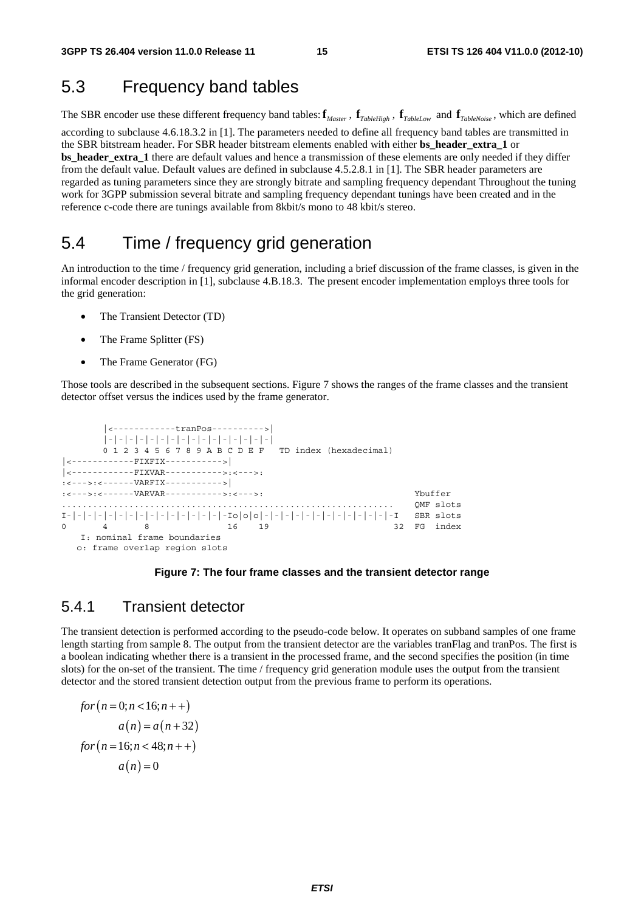## 5.3 Frequency band tables

The SBR encoder use these different frequency band tables: $\mathbf{f}_{Master}$, $\mathbf{f}_{TableHigh}$, $\mathbf{f}_{TableLow}$ and $\mathbf{f}_{TableNoise}$, which are defined according to subclause 4.6.18.3.2 in [1]. The parameters needed to define all frequency band tables are transmitted in the SBR bitstream header. For SBR header bitstream elements enabled with either **bs_header_extra_1** or **bs_header_extra_1** there are default values and hence a transmission of these elements are only needed if they differ from the default value. Default values are defined in subclause 4.5.2.8.1 in [1]. The SBR header parameters are regarded as tuning parameters since they are strongly bitrate and sampling frequency dependant Throughout the tuning work for 3GPP submission several bitrate and sampling frequency dependant tunings have been created and in the reference c-code there are tunings available from 8kbit/s mono to 48 kbit/s stereo.

## 5.4 Time / frequency grid generation

An introduction to the time / frequency grid generation, including a brief discussion of the frame classes, is given in the informal encoder description in [1], subclause 4.B.18.3. The present encoder implementation employs three tools for the grid generation:

- The Transient Detector (TD)
- The Frame Splitter (FS)
- The Frame Generator (FG)

Those tools are described in the subsequent sections. Figure 7 shows the ranges of the frame classes and the transient detector offset versus the indices used by the frame generator.

```
        |<------------tranPos---------->|
        |-|-|-|-|-|-|-|-|-|-|-|-|-|-|-|-|
        0 1 2 3 4 5 6 7 8 9 A B C D E F   TD index (hexadecimal)
|<------------FIXFIX----------->|
|<------------FIXVAR----------->:<--->:
:<--->:<------VARFIX----------->|
:<--->:<------VARVAR----------->:<--->:                           Ybuffer
..............................................................    QMF slots
I-|-|-|-|-|-|-|-|-|-|-|-|-|-|-|-Io|o|o|-|-|-|-|-|-|-|-|-|-|-|-|-I   SBR slots
0       4       8               16    19                       32  FG  index
    I: nominal frame boundaries
   o: frame overlap region slots
```

**Figure 7: The four frame classes and the transient detector range**

### 5.4.1 Transient detector

The transient detection is performed according to the pseudo-code below. It operates on subband samples of one frame length starting from sample 8. The output from the transient detector are the variables tranFlag and tranPos. The first is a boolean indicating whether there is a transient in the processed frame, and the second specifies the position (in time slots) for the on-set of the transient. The time / frequency grid generation module uses the output from the transient detector and the stored transient detection output from the previous frame to perform its operations.

$$
\begin{aligned}
& for\left(n=0; n<16; n++\right) \\
& \qquad a\left(n\right)=a\left(n+32\right) \\
& for\left(n=16; n<48; n++\right) \\
& \qquad a\left(n\right)=0
\end{aligned}
$$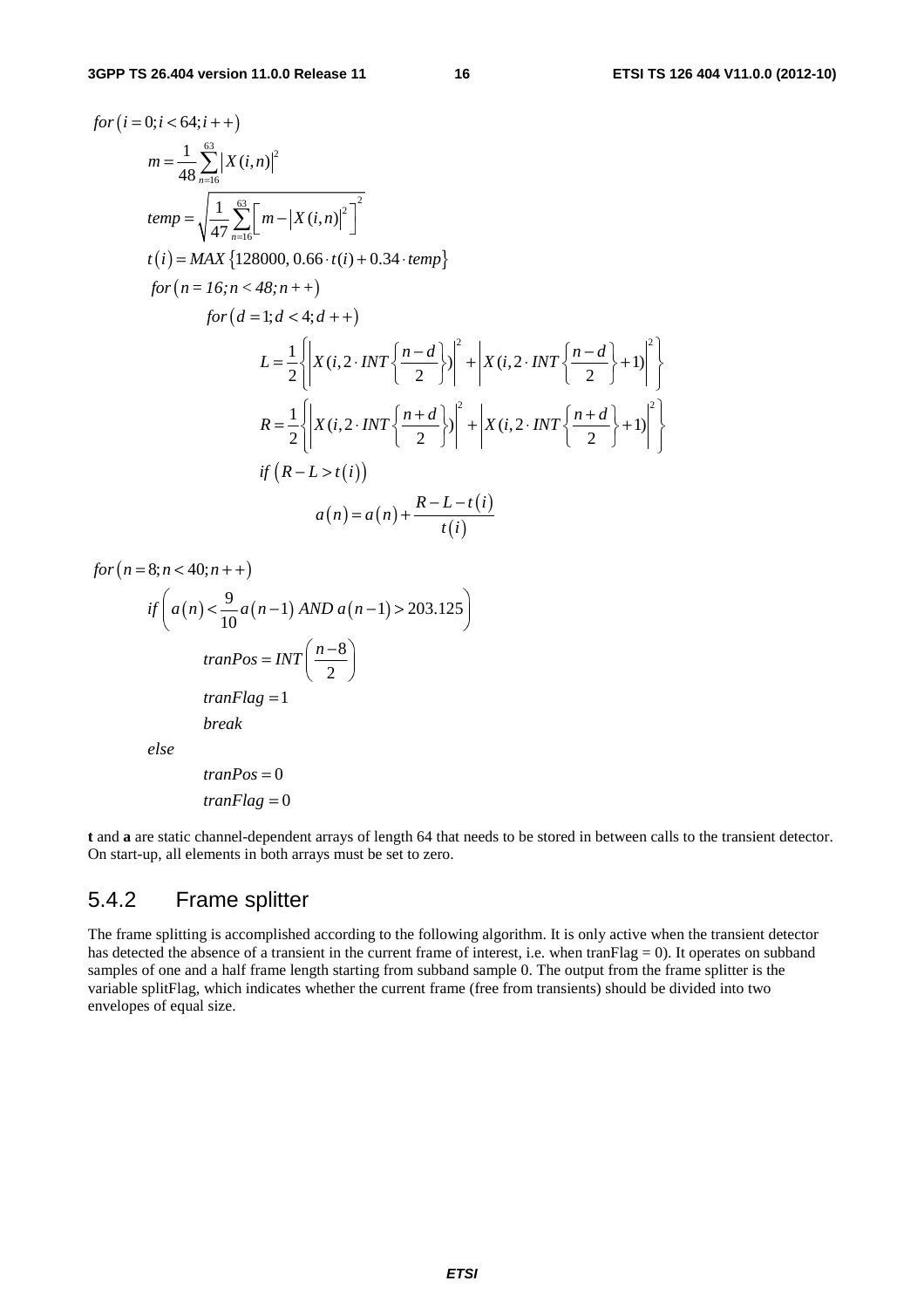$$for\left(i=0;i<64;i++\right)$$

$$m=\frac{1}{48}\sum_{n=16}^{63}\left|X(i,n)\right|^2$$

$$temp=\sqrt{\frac{1}{47}\sum_{n=16}^{63}\left[m-\left|X(i,n)\right|^2\right]^2}$$

$$t\left(i\right)=MAX\left\{128000,\ 0.66\cdot t(i)+0.34\cdot temp\right\}$$

$$for\left(n=16;n<48;n++\right)$$

$$for\left(d=1;d<4;d++\right)$$

$$L=\frac{1}{2}\left\{\left|X(i,2\cdot INT\left\{\frac{n-d}{2}\right\})\right|^2+\left|X(i,2\cdot INT\left\{\frac{n-d}{2}\right\}+1)\right|^2\right\}$$

$$R=\frac{1}{2}\left\{\left|X(i,2\cdot INT\left\{\frac{n+d}{2}\right\})\right|^2+\left|X(i,2\cdot INT\left\{\frac{n+d}{2}\right\}+1)\right|^2\right\}$$

$$if\left(R-L>t\left(i\right)\right)$$

$$a\left(n\right)=a\left(n\right)+\frac{R-L-t\left(i\right)}{t\left(i\right)}$$

$$for\left(n=8;n<40;n++\right)$$

$$if\left(a\left(n\right)<\frac{9}{10}a\left(n-1\right)\ AND\ a\left(n-1\right)>203.125\right)$$

$$tranPos=INT\left(\frac{n-8}{2}\right)$$

$$tranFlag=1$$

$$break$$

$$else$$

$$tranPos=0$$

$$tranFlag=0$$

**t** and **a** are static channel-dependent arrays of length 64 that needs to be stored in between calls to the transient detector. On start-up, all elements in both arrays must be set to zero.

### 5.4.2 Frame splitter

The frame splitting is accomplished according to the following algorithm. It is only active when the transient detector has detected the absence of a transient in the current frame of interest, i.e. when tranFlag = 0). It operates on subband samples of one and a half frame length starting from subband sample 0. The output from the frame splitter is the variable splitFlag, which indicates whether the current frame (free from transients) should be divided into two envelopes of equal size.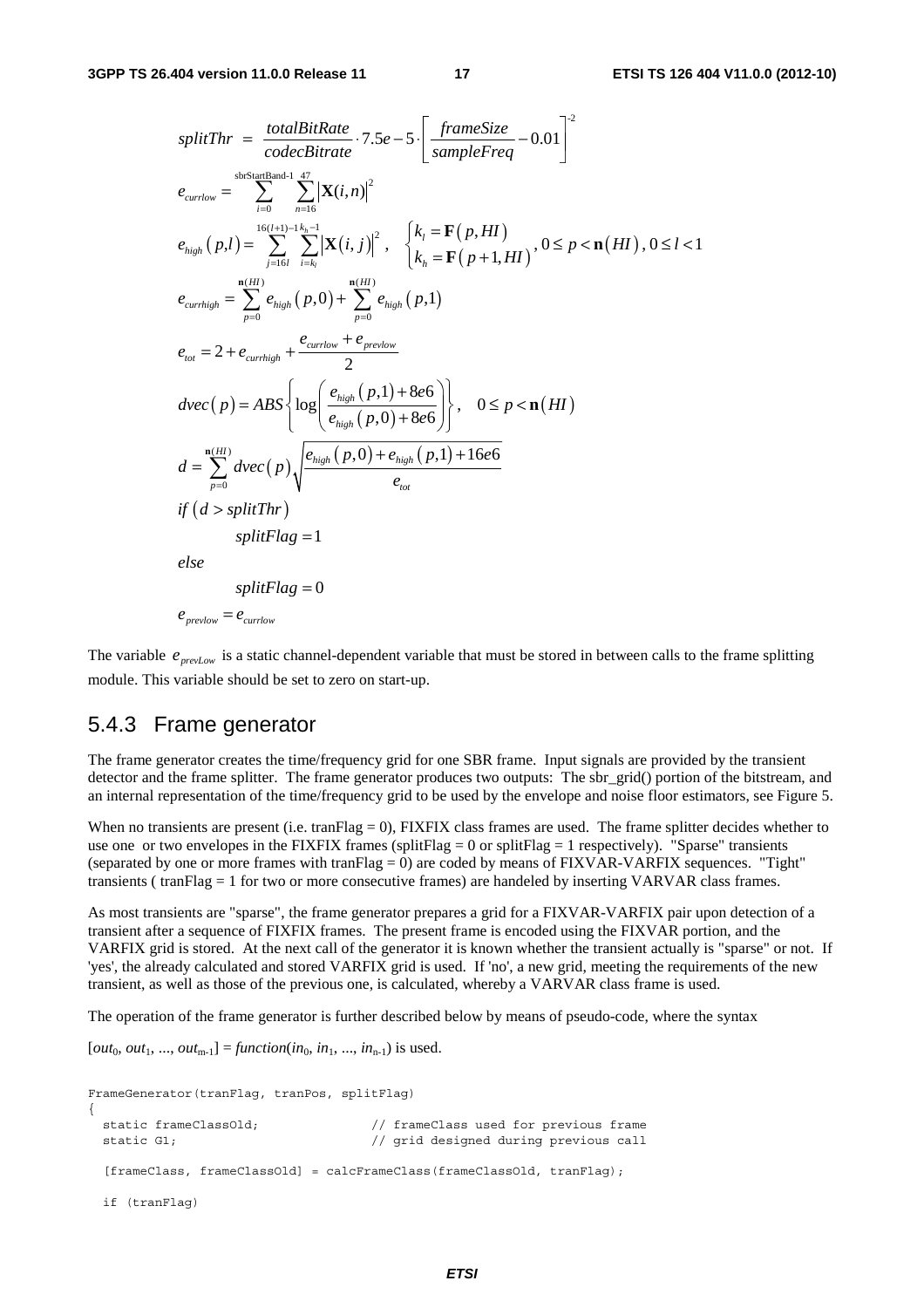$$splitThr = \frac{totalBitRate}{codecBitrate} \cdot 7.5e-5 \cdot \left[ \frac{frameSize}{sampleFreq} - 0.01 \right]^{-2}$$

$$e_{currlow} = \sum_{i=0}^{\text{sbrStartBand-1}} \sum_{n=16}^{47} \left| \mathbf{X}(i,n) \right|^2$$

$$e_{high}(p,l) = \sum_{j=16l}^{16(l+1)-1} \sum_{i=k_l}^{k_h-1} \left| \mathbf{X}(i,j) \right|^2, \quad \begin{cases} k_l = \mathbf{F}(p, HI) \\ k_h = \mathbf{F}(p+1, HI) \end{cases}, 0 \le p < \mathbf{n}(HI), 0 \le l < 1$$

$$e_{currhigh} = \sum_{p=0}^{\mathbf{n}(HI)} e_{high}(p,0) + \sum_{p=0}^{\mathbf{n}(HI)} e_{high}(p,1)$$

$$e_{tot} = 2 + e_{currhigh} + \frac{e_{currlow} + e_{prevlow}}{2}$$

$$dvec(p) = ABS \left\{ \log \left( \frac{e_{high}(p,1) + 8e6}{e_{high}(p,0) + 8e6} \right) \right\}, \quad 0 \le p < \mathbf{n}(HI)$$

$$d = \sum_{p=0}^{\mathbf{n}(HI)} dvec(p) \sqrt{\frac{e_{high}(p,0) + e_{high}(p,1) + 16e6}{e_{tot}}}$$

$$\begin{aligned} & if \left( d > splitThr \right) \\ & \qquad splitFlag = 1 \\ & else \\ & \qquad splitFlag = 0 \\ & e_{prevlow} = e_{currlow} \end{aligned}$$

The variable $e_{prevLow}$ is a static channel-dependent variable that must be stored in between calls to the frame splitting module. This variable should be set to zero on start-up.

## 5.4.3 Frame generator

The frame generator creates the time/frequency grid for one SBR frame. Input signals are provided by the transient detector and the frame splitter. The frame generator produces two outputs: The sbr_grid() portion of the bitstream, and an internal representation of the time/frequency grid to be used by the envelope and noise floor estimators, see Figure 5.

When no transients are present (i.e. tranFlag = 0), FIXFIX class frames are used. The frame splitter decides whether to use one or two envelopes in the FIXFIX frames (splitFlag = 0 or splitFlag = 1 respectively). "Sparse" transients (separated by one or more frames with tranFlag = 0) are coded by means of FIXVAR-VARFIX sequences. "Tight" transients ( tranFlag = 1 for two or more consecutive frames) are handeled by inserting VARVAR class frames.

As most transients are "sparse", the frame generator prepares a grid for a FIXVAR-VARFIX pair upon detection of a transient after a sequence of FIXFIX frames. The present frame is encoded using the FIXVAR portion, and the VARFIX grid is stored. At the next call of the generator it is known whether the transient actually is "sparse" or not. If 'yes', the already calculated and stored VARFIX grid is used. If 'no', a new grid, meeting the requirements of the new transient, as well as those of the previous one, is calculated, whereby a VARVAR class frame is used.

The operation of the frame generator is further described below by means of pseudo-code, where the syntax

$[out_0, out_1, ..., out_{m-1}] = function(in_0, in_1, ..., in_{n-1})$ is used.

```
FrameGenerator(tranFlag, tranPos, splitFlag)
{
  static frameClassOld;              // frameClass used for previous frame
  static G1;                         // grid designed during previous call

  [frameClass, frameClassOld] = calcFrameClass(frameClassOld, tranFlag);

  if (tranFlag)
```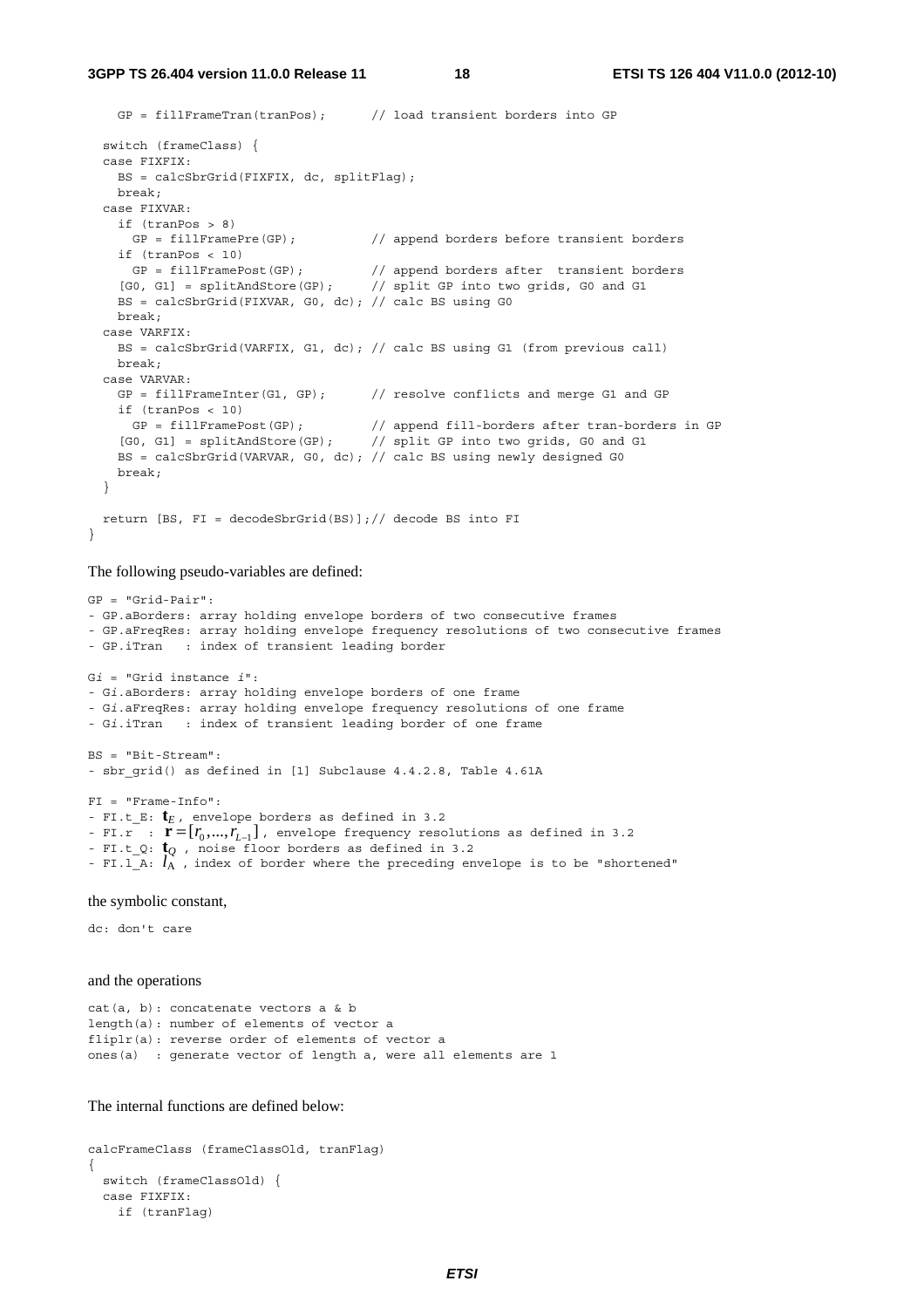```
    GP = fillFrameTran(tranPos);      // load transient borders into GP

  switch (frameClass) {
  case FIXFIX:
    BS = calcSbrGrid(FIXFIX, dc, splitFlag);
    break;
  case FIXVAR:
    if (tranPos > 8)
      GP = fillFramePre(GP);          // append borders before transient borders
    if (tranPos < 10)
      GP = fillFramePost(GP);         // append borders after  transient borders
    [G0, G1] = splitAndStore(GP);     // split GP into two grids, G0 and G1
    BS = calcSbrGrid(FIXVAR, G0, dc); // calc BS using G0
    break;
  case VARFIX:
    BS = calcSbrGrid(VARFIX, G1, dc); // calc BS using G1 (from previous call)
    break;
  case VARVAR:
    GP = fillFrameInter(G1, GP);      // resolve conflicts and merge G1 and GP
    if (tranPos < 10)
      GP = fillFramePost(GP);         // append fill-borders after tran-borders in GP
    [G0, G1] = splitAndStore(GP);     // split GP into two grids, G0 and G1
    BS = calcSbrGrid(VARVAR, G0, dc); // calc BS using newly designed G0
    break;
  }

  return [BS, FI = decodeSbrGrid(BS)];// decode BS into FI
}
```

The following pseudo-variables are defined:

```
GP = "Grid-Pair":
- GP.aBorders: array holding envelope borders of two consecutive frames
- GP.aFreqRes: array holding envelope frequency resolutions of two consecutive frames
- GP.iTran   : index of transient leading border

Gi = "Grid instance i":
- Gi.aBorders: array holding envelope borders of one frame
- Gi.aFreqRes: array holding envelope frequency resolutions of one frame
- Gi.iTran   : index of transient leading border of one frame

BS = "Bit-Stream":
- sbr_grid() as defined in [1] Subclause 4.4.2.8, Table 4.61A
```

FI = "Frame-Info":
- FI.t_E: $\mathbf{t}_E$ , envelope borders as defined in 3.2
- FI.r : $\mathbf{r}=[r_0,...,r_{L-1}]$ , envelope frequency resolutions as defined in 3.2
- FI.t_Q: $\mathbf{t}_Q$ , noise floor borders as defined in 3.2
- FI.l_A: $l_A$ , index of border where the preceding envelope is to be "shortened"

the symbolic constant,

```
dc: don't care
```

and the operations

```
cat(a, b): concatenate vectors a & b
length(a): number of elements of vector a
fliplr(a): reverse order of elements of vector a
ones(a)  : generate vector of length a, were all elements are 1
```

The internal functions are defined below:

```
calcFrameClass (frameClassOld, tranFlag)
{
  switch (frameClassOld) {
  case FIXFIX:
    if (tranFlag)
```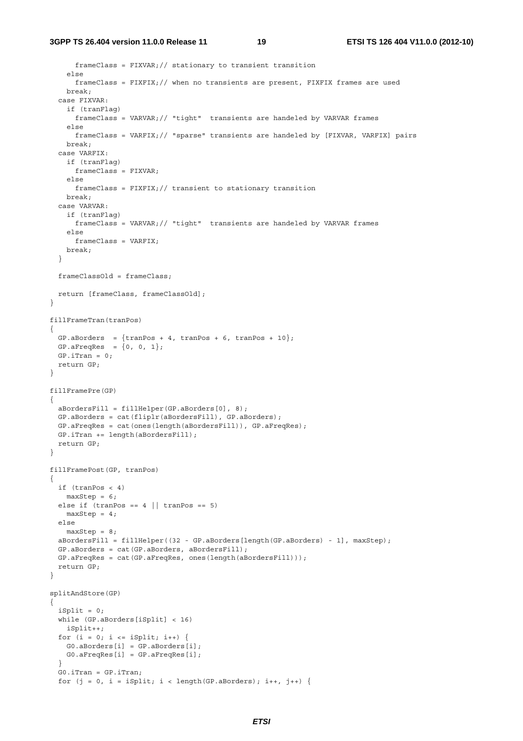```
      frameClass = FIXVAR;// stationary to transient transition
    else
      frameClass = FIXFIX;// when no transients are present, FIXFIX frames are used
    break;
  case FIXVAR:
    if (tranFlag)
      frameClass = VARVAR;// "tight"  transients are handeled by VARVAR frames
    else
      frameClass = VARFIX;// "sparse" transients are handeled by [FIXVAR, VARFIX] pairs
    break;
  case VARFIX:
    if (tranFlag)
      frameClass = FIXVAR;
    else
      frameClass = FIXFIX;// transient to stationary transition
    break;
  case VARVAR:
    if (tranFlag)
      frameClass = VARVAR;// "tight"  transients are handeled by VARVAR frames
    else
      frameClass = VARFIX;
    break;
  }

  frameClassOld = frameClass;

  return [frameClass, frameClassOld];
}

fillFrameTran(tranPos)
{
  GP.aBorders  = {tranPos + 4, tranPos + 6, tranPos + 10};
  GP.aFreqRes  = {0, 0, 1};
  GP.iTran = 0;
  return GP;
}

fillFramePre(GP)
{
  aBordersFill = fillHelper(GP.aBorders[0], 8);
  GP.aBorders = cat(fliplr(aBordersFill), GP.aBorders);
  GP.aFreqRes = cat(ones(length(aBordersFill)), GP.aFreqRes);
  GP.iTran += length(aBordersFill);
  return GP;
}

fillFramePost(GP, tranPos)
{
  if (tranPos < 4)
    maxStep = 6;
  else if (tranPos == 4 || tranPos == 5)
    maxStep = 4;
  else
    maxStep = 8;
  aBordersFill = fillHelper((32 - GP.aBorders[length(GP.aBorders) - 1], maxStep);
  GP.aBorders = cat(GP.aBorders, aBordersFill);
  GP.aFreqRes = cat(GP.aFreqRes, ones(length(aBordersFill)));
  return GP;
}

splitAndStore(GP)
{
  iSplit = 0;
  while (GP.aBorders[iSplit] < 16)
    iSplit++;
  for (i = 0; i <= iSplit; i++) {
    G0.aBorders[i] = GP.aBorders[i];
    G0.aFreqRes[i] = GP.aFreqRes[i];
  }
  G0.iTran = GP.iTran;
  for (j = 0, i = iSplit; i < length(GP.aBorders); i++, j++) {
```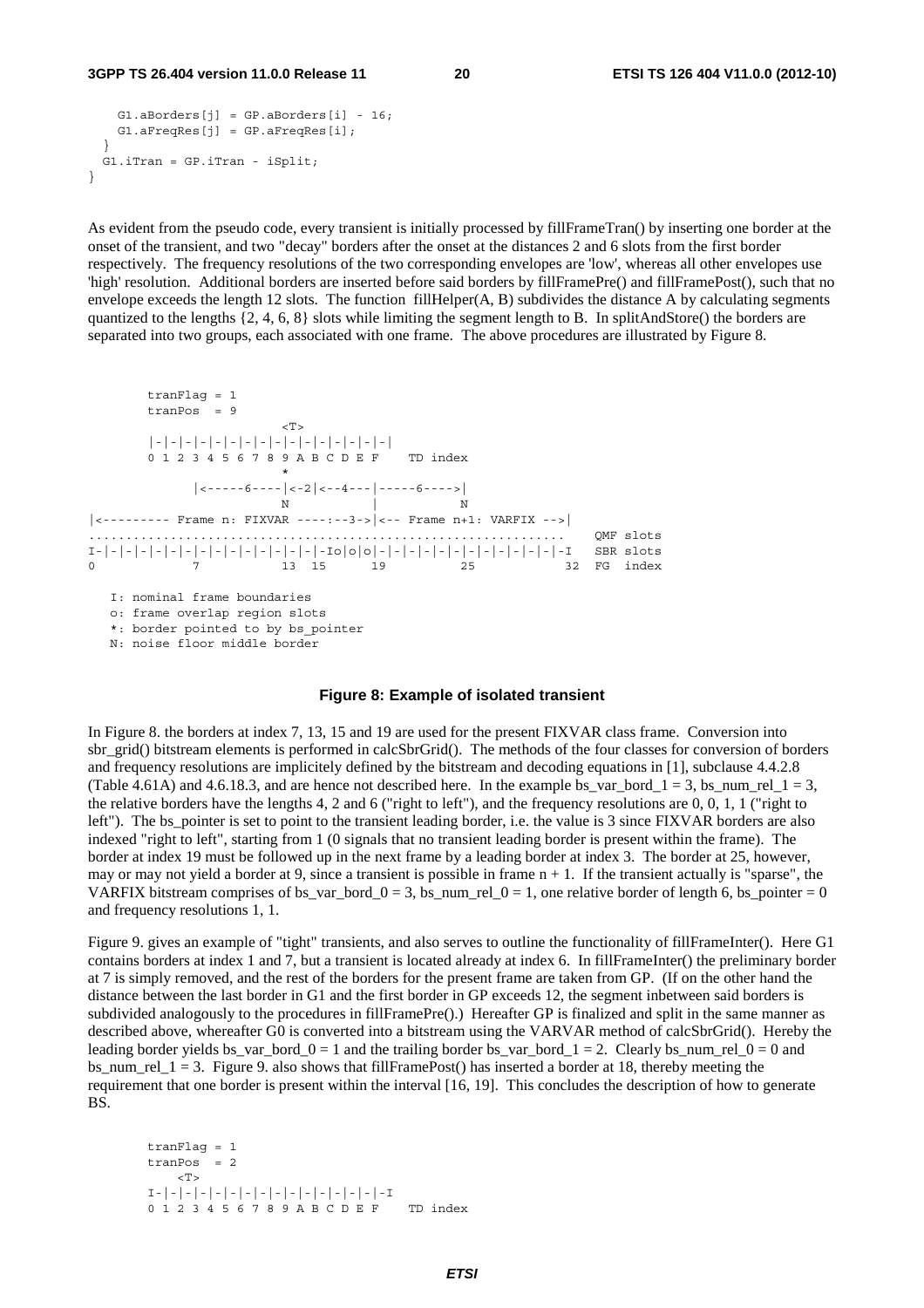```
    G1.aBorders[j] = GP.aBorders[i] - 16;
    G1.aFreqRes[j] = GP.aFreqRes[i];
  }
  G1.iTran = GP.iTran - iSplit;
}
```

As evident from the pseudo code, every transient is initially processed by fillFrameTran() by inserting one border at the onset of the transient, and two "decay" borders after the onset at the distances 2 and 6 slots from the first border respectively. The frequency resolutions of the two corresponding envelopes are 'low', whereas all other envelopes use 'high' resolution. Additional borders are inserted before said borders by fillFramePre() and fillFramePost(), such that no envelope exceeds the length 12 slots. The function fillHelper(A, B) subdivides the distance A by calculating segments quantized to the lengths {2, 4, 6, 8} slots while limiting the segment length to B. In splitAndStore() the borders are separated into two groups, each associated with one frame. The above procedures are illustrated by Figure 8.

```
        tranFlag = 1
        tranPos  = 9
                          <T>
        |-|-|-|-|-|-|-|-|-|-|-|-|-|-|-|-|
        0 1 2 3 4 5 6 7 8 9 A B C D E F    TD index
                          *
              |<-----6----|<-2|<--4---|-----6---->|
                          N           |           N
|<--------- Frame n: FIXVAR ----:--3->|<-- Frame n+1: VARFIX -->|
..............................................................   QMF slots
I-|-|-|-|-|-|-|-|-|-|-|-|-|-|-|-|-Io|o|o|-|-|-|-|-|-|-|-|-|-|-|-I   SBR slots
0             7           13  15      19          25            32  FG  index

   I: nominal frame boundaries
   o: frame overlap region slots
   *: border pointed to by bs_pointer
   N: noise floor middle border
```

**Figure 8: Example of isolated transient**

In Figure 8. the borders at index 7, 13, 15 and 19 are used for the present FIXVAR class frame. Conversion into sbr_grid() bitstream elements is performed in calcSbrGrid(). The methods of the four classes for conversion of borders and frequency resolutions are implicitely defined by the bitstream and decoding equations in [1], subclause 4.4.2.8 (Table 4.61A) and 4.6.18.3, and are hence not described here. In the example bs_var_bord_1 = 3, bs_num_rel_1 = 3, the relative borders have the lengths 4, 2 and 6 ("right to left"), and the frequency resolutions are 0, 0, 1, 1 ("right to left"). The bs_pointer is set to point to the transient leading border, i.e. the value is 3 since FIXVAR borders are also indexed "right to left", starting from 1 (0 signals that no transient leading border is present within the frame). The border at index 19 must be followed up in the next frame by a leading border at index 3. The border at 25, however, may or may not yield a border at 9, since a transient is possible in frame n + 1. If the transient actually is "sparse", the VARFIX bitstream comprises of bs_var_bord_0 = 3, bs_num_rel_0 = 1, one relative border of length 6, bs_pointer = 0 and frequency resolutions 1, 1.

Figure 9. gives an example of "tight" transients, and also serves to outline the functionality of fillFrameInter(). Here G1 contains borders at index 1 and 7, but a transient is located already at index 6. In fillFrameInter() the preliminary border at 7 is simply removed, and the rest of the borders for the present frame are taken from GP. (If on the other hand the distance between the last border in G1 and the first border in GP exceeds 12, the segment inbetween said borders is subdivided analogously to the procedures in fillFramePre().) Hereafter GP is finalized and split in the same manner as described above, whereafter G0 is converted into a bitstream using the VARVAR method of calcSbrGrid(). Hereby the leading border yields bs_var_bord_0 = 1 and the trailing border bs_var_bord_1 = 2. Clearly bs_num_rel_0 = 0 and bs_num_rel_1 = 3. Figure 9. also shows that fillFramePost() has inserted a border at 18, thereby meeting the requirement that one border is present within the interval [16, 19]. This concludes the description of how to generate BS.

```
        tranFlag = 1
        tranPos  = 2
            <T>
        I-|-|-|-|-|-|-|-|-|-|-|-|-|-|-|-I
        0 1 2 3 4 5 6 7 8 9 A B C D E F    TD index
```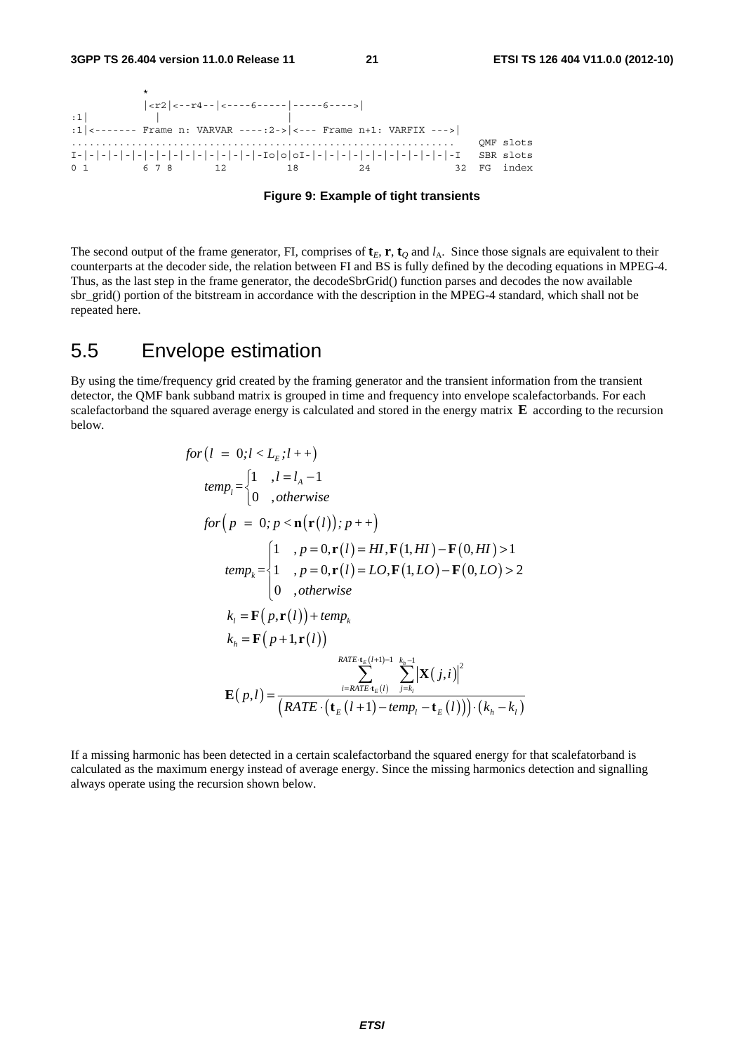```
            *
            |<r2|<--r4--|<----6-----|-----6---->|
:1|           |                |
:1|<------- Frame n: VARVAR ----:2->|<--- Frame n+1: VARFIX --->|
.................................................................   QMF slots
I-|-|-|-|-|-|-|-|-|-|-|-|-|-|-|-|-Io|o|oI-|-|-|-|-|-|-|-|-|-|-|-|-|-I   SBR slots
0 1         6 7 8       12          18          24              32  FG  index
```

**Figure 9: Example of tight transients**

The second output of the frame generator, FI, comprises of $\mathbf{t}_E$, $\mathbf{r}$, $\mathbf{t}_Q$ and $l_A$. Since those signals are equivalent to their counterparts at the decoder side, the relation between FI and BS is fully defined by the decoding equations in MPEG-4. Thus, as the last step in the frame generator, the decodeSbrGrid() function parses and decodes the now available sbr_grid() portion of the bitstream in accordance with the description in the MPEG-4 standard, which shall not be repeated here.

## 5.5 Envelope estimation

By using the time/frequency grid created by the framing generator and the transient information from the transient detector, the QMF bank subband matrix is grouped in time and frequency into envelope scalefactorbands. For each scalefactorband the squared average energy is calculated and stored in the energy matrix $\mathbf{E}$ according to the recursion below.

$$
\begin{aligned}
& for\left(l\ =\ 0; l < L_E; l++\right) \\
& \quad temp_l = \begin{cases} 1 & , l = l_A - 1 \\ 0 & , otherwise \end{cases} \\
& \quad for\left(p\ =\ 0; p < \mathbf{n}\left(\mathbf{r}(l)\right); p++\right) \\
& \qquad temp_k = \begin{cases} 1 & , p = 0, \mathbf{r}(l) = HI, \mathbf{F}(1,HI) - \mathbf{F}(0,HI) > 1 \\ 1 & , p = 0, \mathbf{r}(l) = LO, \mathbf{F}(1,LO) - \mathbf{F}(0,LO) > 2 \\ 0 & , otherwise \end{cases} \\
& \qquad k_l = \mathbf{F}\left(p, \mathbf{r}(l)\right) + temp_k \\
& \qquad k_h = \mathbf{F}\left(p+1, \mathbf{r}(l)\right) \\
& \qquad \mathbf{E}(p,l) = \frac{\displaystyle\sum_{i=RATE \cdot \mathbf{t}_E(l)}^{RATE \cdot \mathbf{t}_E(l+1)-1} \sum_{j=k_l}^{k_h-1} \left|\mathbf{X}(j,i)\right|^2}{\left(RATE \cdot \left(\mathbf{t}_E(l+1) - temp_l - \mathbf{t}_E(l)\right)\right) \cdot \left(k_h - k_l\right)}
\end{aligned}
$$

If a missing harmonic has been detected in a certain scalefactorband the squared energy for that scalefatorband is calculated as the maximum energy instead of average energy. Since the missing harmonics detection and signalling always operate using the recursion shown below.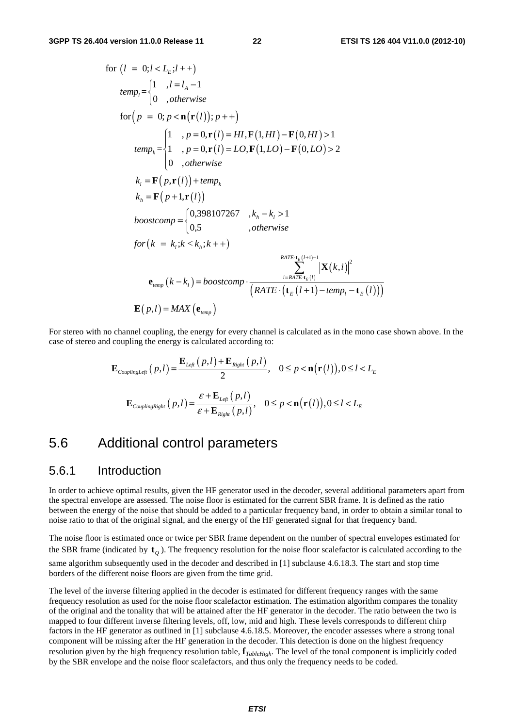$$
\begin{aligned}
&\text{for } (l = 0; l < L_E; l++) \\
&\quad temp_l = \begin{cases} 1 & , l = l_A - 1 \\ 0 & , otherwise \end{cases} \\
&\quad \text{for}\left(p = 0; p < \mathbf{n}\left(\mathbf{r}(l)\right); p++\right) \\
&\qquad temp_k = \begin{cases} 1 & , p = 0, \mathbf{r}(l) = HI, \mathbf{F}(1,HI) - \mathbf{F}(0,HI) > 1 \\ 1 & , p = 0, \mathbf{r}(l) = LO, \mathbf{F}(1,LO) - \mathbf{F}(0,LO) > 2 \\ 0 & , otherwise \end{cases} \\
&\qquad k_l = \mathbf{F}\left(p, \mathbf{r}(l)\right) + temp_k \\
&\qquad k_h = \mathbf{F}\left(p+1, \mathbf{r}(l)\right) \\
&\qquad boostcomp = \begin{cases} 0{,}398107267 & , k_h - k_l > 1 \\ 0{,}5 & , otherwise \end{cases} \\
&\qquad for\left(k = k_l; k < k_h; k++\right) \\
&\qquad\quad \mathbf{e}_{temp}\left(k - k_l\right) = boostcomp \cdot \frac{\sum_{i=RATE \cdot \mathbf{t}_E(l)}^{RATE \cdot \mathbf{t}_E(l+1)-1} \left|\mathbf{X}(k,i)\right|^2}{\left(RATE \cdot \left(\mathbf{t}_E(l+1) - temp_l - \mathbf{t}_E(l)\right)\right)} \\
&\qquad \mathbf{E}(p,l) = MAX\left(\mathbf{e}_{temp}\right)
\end{aligned}
$$

For stereo with no channel coupling, the energy for every channel is calculated as in the mono case shown above. In the case of stereo and coupling the energy is calculated according to:

$$
\mathbf{E}_{CouplingLeft}(p,l) = \frac{\mathbf{E}_{Left}(p,l) + \mathbf{E}_{Right}(p,l)}{2}, \quad 0 \le p < \mathbf{n}\left(\mathbf{r}(l)\right), 0 \le l < L_E
$$

$$
\mathbf{E}_{CouplingRight}(p,l) = \frac{\varepsilon + \mathbf{E}_{Left}(p,l)}{\varepsilon + \mathbf{E}_{Right}(p,l)}, \quad 0 \le p < \mathbf{n}\left(\mathbf{r}(l)\right), 0 \le l < L_E
$$

## 5.6 Additional control parameters

### 5.6.1 Introduction

In order to achieve optimal results, given the HF generator used in the decoder, several additional parameters apart from the spectral envelope are assessed. The noise floor is estimated for the current SBR frame. It is defined as the ratio between the energy of the noise that should be added to a particular frequency band, in order to obtain a similar tonal to noise ratio to that of the original signal, and the energy of the HF generated signal for that frequency band.

The noise floor is estimated once or twice per SBR frame dependent on the number of spectral envelopes estimated for the SBR frame (indicated by $\mathbf{t}_Q$). The frequency resolution for the noise floor scalefactor is calculated according to the same algorithm subsequently used in the decoder and described in [1] subclause 4.6.18.3. The start and stop time borders of the different noise floors are given from the time grid.

The level of the inverse filtering applied in the decoder is estimated for different frequency ranges with the same frequency resolution as used for the noise floor scalefactor estimation. The estimation algorithm compares the tonality of the original and the tonality that will be attained after the HF generator in the decoder. The ratio between the two is mapped to four different inverse filtering levels, off, low, mid and high. These levels corresponds to different chirp factors in the HF generator as outlined in [1] subclause 4.6.18.5. Moreover, the encoder assesses where a strong tonal component will be missing after the HF generation in the decoder. This detection is done on the highest frequency resolution given by the high frequency resolution table, $\mathbf{f}_{TableHigh}$. The level of the tonal component is implicitly coded by the SBR envelope and the noise floor scalefactors, and thus only the frequency needs to be coded.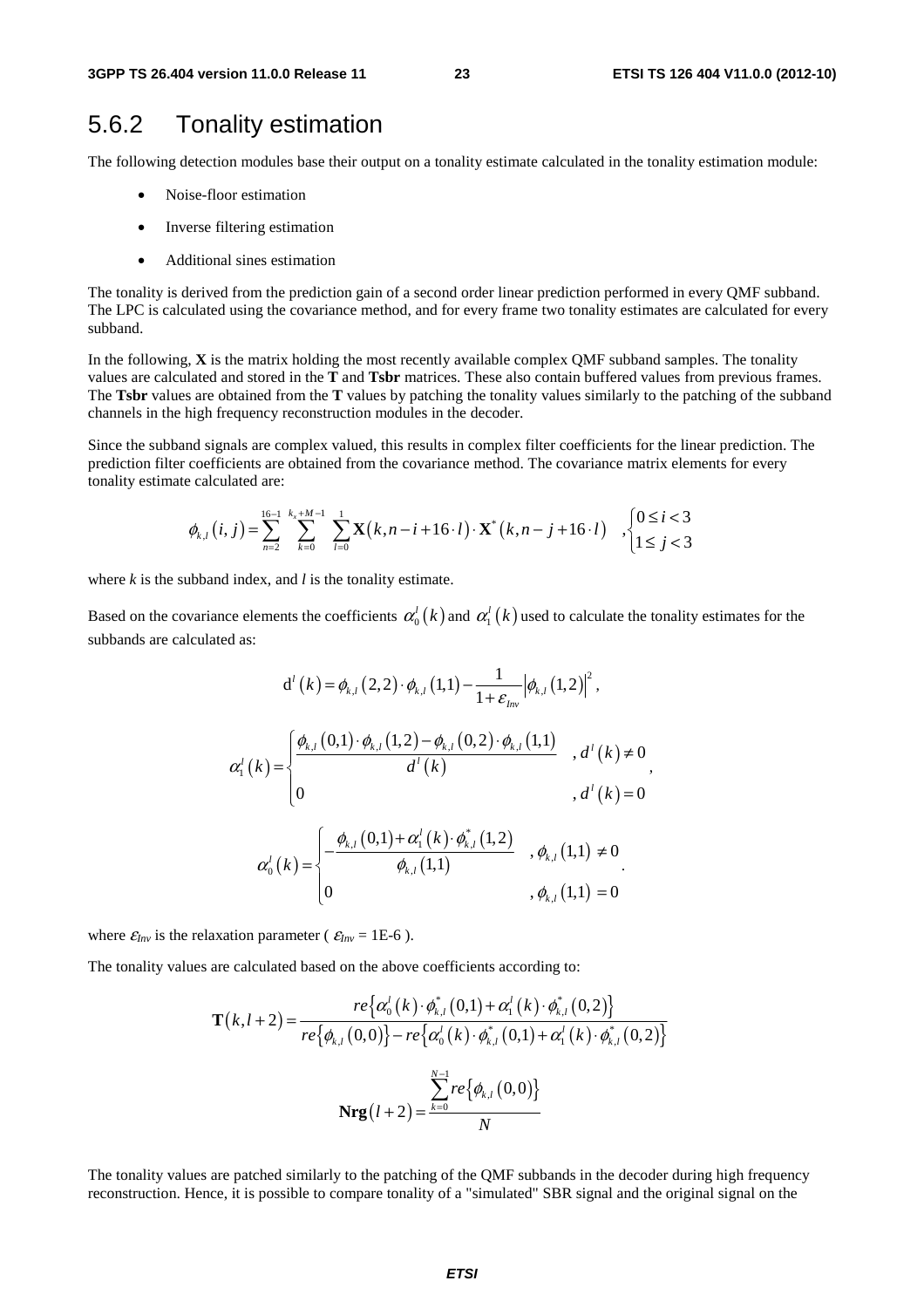## 5.6.2 Tonality estimation

The following detection modules base their output on a tonality estimate calculated in the tonality estimation module:

- Noise-floor estimation
- Inverse filtering estimation
- Additional sines estimation

The tonality is derived from the prediction gain of a second order linear prediction performed in every QMF subband. The LPC is calculated using the covariance method, and for every frame two tonality estimates are calculated for every subband.

In the following, **X** is the matrix holding the most recently available complex QMF subband samples. The tonality values are calculated and stored in the **T** and **Tsbr** matrices. These also contain buffered values from previous frames. The **Tsbr** values are obtained from the **T** values by patching the tonality values similarly to the patching of the subband channels in the high frequency reconstruction modules in the decoder.

Since the subband signals are complex valued, this results in complex filter coefficients for the linear prediction. The prediction filter coefficients are obtained from the covariance method. The covariance matrix elements for every tonality estimate calculated are:

$$\phi_{k,l}(i,j) = \sum_{n=2}^{16-1} \sum_{k=0}^{k_x+M-1} \sum_{l=0}^{1} \mathbf{X}(k, n-i+16\cdot l)\cdot \mathbf{X}^*(k, n-j+16\cdot l) \quad ,\begin{cases} 0 \le i < 3 \\ 1 \le j < 3 \end{cases}$$

where *k* is the subband index, and *l* is the tonality estimate.

Based on the covariance elements the coefficients $\alpha_0^l(k)$ and $\alpha_1^l(k)$ used to calculate the tonality estimates for the subbands are calculated as:

$$\mathrm{d}^l(k) = \phi_{k,l}(2,2)\cdot\phi_{k,l}(1,1) - \frac{1}{1+\varepsilon_{Inv}}\left|\phi_{k,l}(1,2)\right|^2,$$

$$\alpha_1^l(k) = \begin{cases} \dfrac{\phi_{k,l}(0,1)\cdot\phi_{k,l}(1,2) - \phi_{k,l}(0,2)\cdot\phi_{k,l}(1,1)}{d^l(k)} & , d^l(k) \ne 0 \\ 0 & , d^l(k) = 0 \end{cases},$$

$$\alpha_0^l(k) = \begin{cases} -\dfrac{\phi_{k,l}(0,1) + \alpha_1^l(k)\cdot\phi_{k,l}^*(1,2)}{\phi_{k,l}(1,1)} & , \phi_{k,l}(1,1) \ne 0 \\ 0 & , \phi_{k,l}(1,1) = 0 \end{cases}.$$

where $\varepsilon_{Inv}$ is the relaxation parameter ( $\varepsilon_{Inv}$ = 1E-6 ).

The tonality values are calculated based on the above coefficients according to:

$$\mathbf{T}(k,l+2) = \frac{re\left\{\alpha_0^l(k)\cdot\phi_{k,l}^*(0,1) + \alpha_1^l(k)\cdot\phi_{k,l}^*(0,2)\right\}}{re\left\{\phi_{k,l}(0,0)\right\} - re\left\{\alpha_0^l(k)\cdot\phi_{k,l}^*(0,1) + \alpha_1^l(k)\cdot\phi_{k,l}^*(0,2)\right\}}$$

$$\mathbf{Nrg}(l+2) = \frac{\sum_{k=0}^{N-1} re\left\{\phi_{k,l}(0,0)\right\}}{N}$$

The tonality values are patched similarly to the patching of the QMF subbands in the decoder during high frequency reconstruction. Hence, it is possible to compare tonality of a "simulated" SBR signal and the original signal on the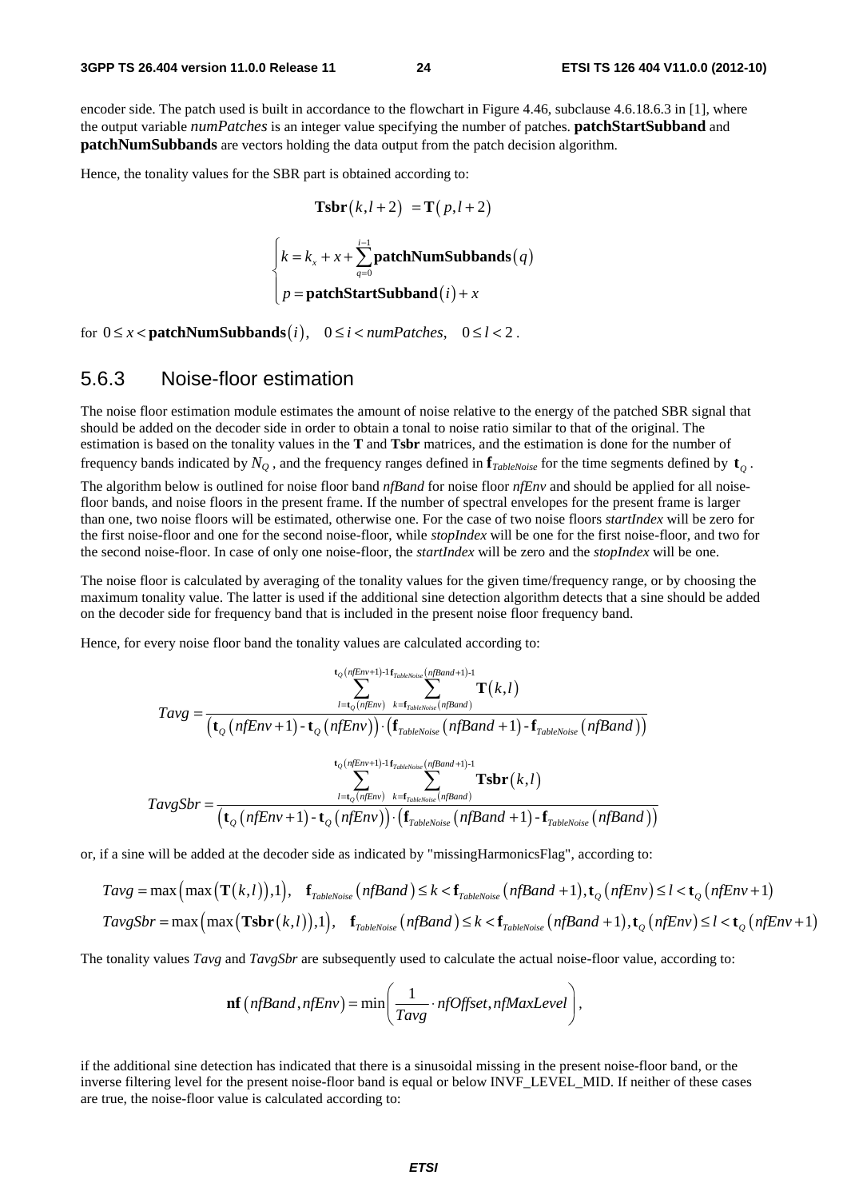encoder side. The patch used is built in accordance to the flowchart in Figure 4.46, subclause 4.6.18.6.3 in [1], where the output variable *numPatches* is an integer value specifying the number of patches. **patchStartSubband** and **patchNumSubbands** are vectors holding the data output from the patch decision algorithm.

Hence, the tonality values for the SBR part is obtained according to:

$$\mathbf{Tsbr}(k, l+2) = \mathbf{T}(p, l+2)$$

$$\begin{cases} k = k_x + x + \sum_{q=0}^{i-1} \mathbf{patchNumSubbands}(q) \\ p = \mathbf{patchStartSubband}(i) + x \end{cases}$$

for $0 \le x < \mathbf{patchNumSubbands}(i), \quad 0 \le i < numPatches, \quad 0 \le l < 2$.

### 5.6.3 Noise-floor estimation

The noise floor estimation module estimates the amount of noise relative to the energy of the patched SBR signal that should be added on the decoder side in order to obtain a tonal to noise ratio similar to that of the original. The estimation is based on the tonality values in the **T** and **Tsbr** matrices, and the estimation is done for the number of frequency bands indicated by $N_Q$, and the frequency ranges defined in $\mathbf{f}_{TableNoise}$ for the time segments defined by $\mathbf{t}_Q$.

The algorithm below is outlined for noise floor band *nfBand* for noise floor *nfEnv* and should be applied for all noise-floor bands, and noise floors in the present frame. If the number of spectral envelopes for the present frame is larger than one, two noise floors will be estimated, otherwise one. For the case of two noise floors *startIndex* will be zero for the first noise-floor and one for the second noise-floor, while *stopIndex* will be one for the first noise-floor, and two for the second noise-floor. In case of only one noise-floor, the *startIndex* will be zero and the *stopIndex* will be one.

The noise floor is calculated by averaging of the tonality values for the given time/frequency range, or by choosing the maximum tonality value. The latter is used if the additional sine detection algorithm detects that a sine should be added on the decoder side for frequency band that is included in the present noise floor frequency band.

Hence, for every noise floor band the tonality values are calculated according to:

$$Tavg = \frac{\sum_{l=\mathbf{t}_Q(nfEnv)}^{\mathbf{t}_Q(nfEnv+1)-1} \sum_{k=\mathbf{f}_{TableNoise}(nfBand)}^{\mathbf{f}_{TableNoise}(nfBand+1)-1} \mathbf{T}(k,l)}{\left(\mathbf{t}_Q(nfEnv+1) - \mathbf{t}_Q(nfEnv)\right) \cdot \left(\mathbf{f}_{TableNoise}(nfBand+1) - \mathbf{f}_{TableNoise}(nfBand)\right)}$$

$$TavgSbr = \frac{\sum_{l=\mathbf{t}_Q(nfEnv)}^{\mathbf{t}_Q(nfEnv+1)-1} \sum_{k=\mathbf{f}_{TableNoise}(nfBand)}^{\mathbf{f}_{TableNoise}(nfBand+1)-1} \mathbf{Tsbr}(k,l)}{\left(\mathbf{t}_Q(nfEnv+1) - \mathbf{t}_Q(nfEnv)\right) \cdot \left(\mathbf{f}_{TableNoise}(nfBand+1) - \mathbf{f}_{TableNoise}(nfBand)\right)}$$

or, if a sine will be added at the decoder side as indicated by "missingHarmonicsFlag", according to:

$$Tavg = \max\left(\max\left(\mathbf{T}(k,l)\right), 1\right), \quad \mathbf{f}_{TableNoise}(nfBand) \le k < \mathbf{f}_{TableNoise}(nfBand+1), \mathbf{t}_Q(nfEnv) \le l < \mathbf{t}_Q(nfEnv+1)$$

$$TavgSbr = \max\left(\max\left(\mathbf{Tsbr}(k,l)\right), 1\right), \quad \mathbf{f}_{TableNoise}(nfBand) \le k < \mathbf{f}_{TableNoise}(nfBand+1), \mathbf{t}_Q(nfEnv) \le l < \mathbf{t}_Q(nfEnv+1)$$

The tonality values *Tavg* and *TavgSbr* are subsequently used to calculate the actual noise-floor value, according to:

$$\mathbf{nf}(nfBand, nfEnv) = \min\left(\frac{1}{Tavg} \cdot nfOffset, nfMaxLevel\right),$$

if the additional sine detection has indicated that there is a sinusoidal missing in the present noise-floor band, or the inverse filtering level for the present noise-floor band is equal or below INVF_LEVEL_MID. If neither of these cases are true, the noise-floor value is calculated according to: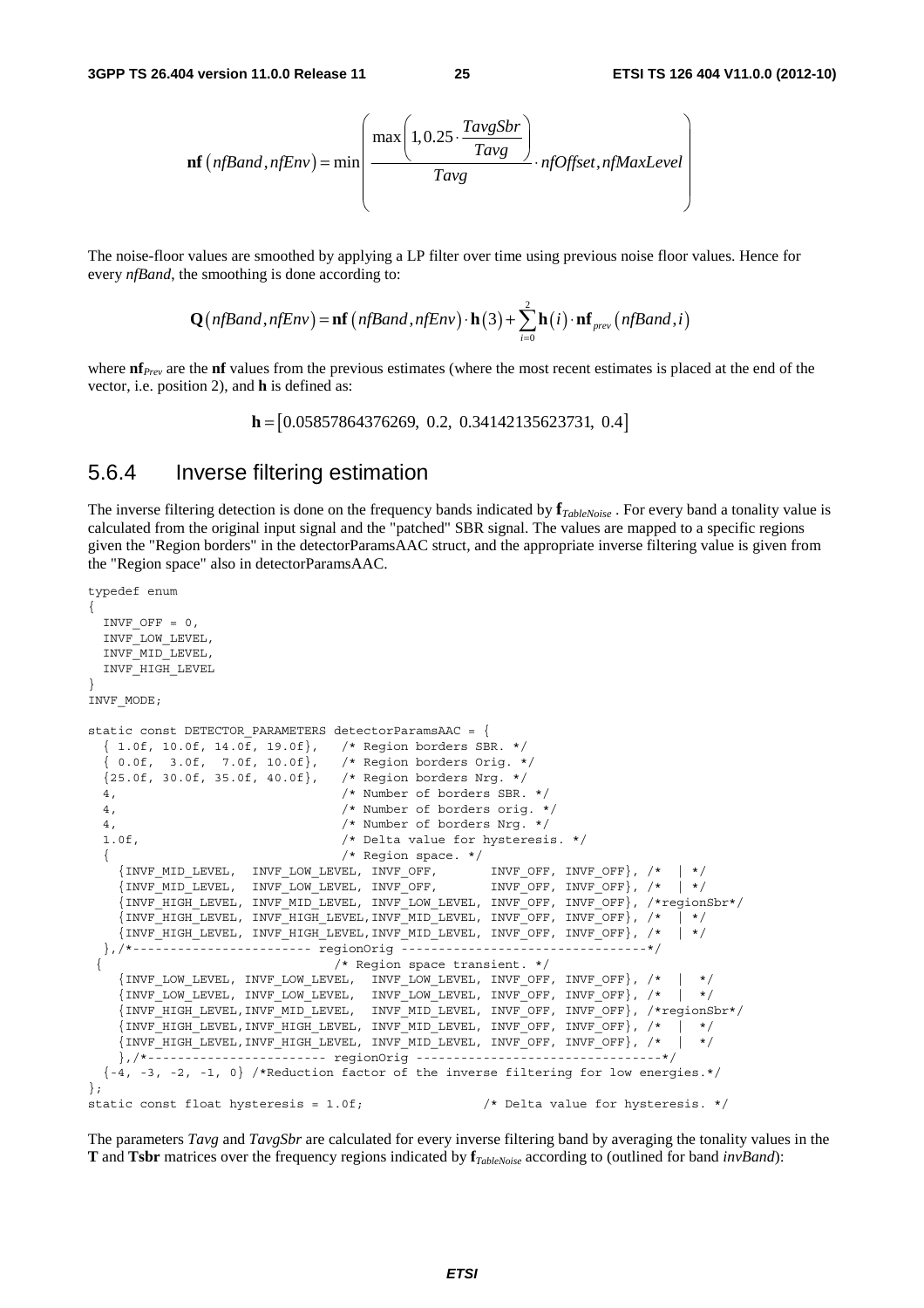$$\mathbf{nf}\left(nfBand, nfEnv\right) = \min\left(\frac{\max\left(1, 0.25 \cdot \frac{TavgSbr}{Tavg}\right)}{Tavg} \cdot nfOffset, nfMaxLevel\right)$$

The noise-floor values are smoothed by applying a LP filter over time using previous noise floor values. Hence for every *nfBand*, the smoothing is done according to:

$$\mathbf{Q}\left(nfBand, nfEnv\right) = \mathbf{nf}\left(nfBand, nfEnv\right) \cdot \mathbf{h}(3) + \sum_{i=0}^{2} \mathbf{h}(i) \cdot \mathbf{nf}_{prev}\left(nfBand, i\right)$$

where $\mathbf{nf}_{Prev}$ are the $\mathbf{nf}$ values from the previous estimates (where the most recent estimates is placed at the end of the vector, i.e. position 2), and $\mathbf{h}$ is defined as:

$$\mathbf{h} = \left[0.05857864376269,\ 0.2,\ 0.34142135623731,\ 0.4\right]$$

### 5.6.4 Inverse filtering estimation

The inverse filtering detection is done on the frequency bands indicated by $\mathbf{f}_{TableNoise}$. For every band a tonality value is calculated from the original input signal and the "patched" SBR signal. The values are mapped to a specific regions given the "Region borders" in the detectorParamsAAC struct, and the appropriate inverse filtering value is given from the "Region space" also in detectorParamsAAC.

```
typedef enum
{
  INVF_OFF = 0,
  INVF_LOW_LEVEL,
  INVF_MID_LEVEL,
  INVF_HIGH_LEVEL
}
INVF_MODE;

static const DETECTOR_PARAMETERS detectorParamsAAC = {
  { 1.0f, 10.0f, 14.0f, 19.0f},   /* Region borders SBR. */
  { 0.0f,  3.0f,  7.0f, 10.0f},   /* Region borders Orig. */
  {25.0f, 30.0f, 35.0f, 40.0f},   /* Region borders Nrg. */
  4,                              /* Number of borders SBR. */
  4,                              /* Number of borders orig. */
  4,                              /* Number of borders Nrg. */
  1.0f,                           /* Delta value for hysteresis. */
  {                               /* Region space. */
    {INVF_MID_LEVEL,  INVF_LOW_LEVEL, INVF_OFF,       INVF_OFF, INVF_OFF}, /*  | */
    {INVF_MID_LEVEL,  INVF_LOW_LEVEL, INVF_OFF,       INVF_OFF, INVF_OFF}, /*  | */
    {INVF_HIGH_LEVEL, INVF_MID_LEVEL, INVF_LOW_LEVEL, INVF_OFF, INVF_OFF}, /*regionSbr*/
    {INVF_HIGH_LEVEL, INVF_HIGH_LEVEL,INVF_MID_LEVEL, INVF_OFF, INVF_OFF}, /*  | */
    {INVF_HIGH_LEVEL, INVF_HIGH_LEVEL,INVF_MID_LEVEL, INVF_OFF, INVF_OFF}, /*  | */
  },/*------------------------ regionOrig ---------------------------------*/
 {                                /* Region space transient. */
    {INVF_LOW_LEVEL, INVF_LOW_LEVEL,  INVF_LOW_LEVEL, INVF_OFF, INVF_OFF}, /*  |  */
    {INVF_LOW_LEVEL, INVF_LOW_LEVEL,  INVF_LOW_LEVEL, INVF_OFF, INVF_OFF}, /*  |  */
    {INVF_HIGH_LEVEL,INVF_MID_LEVEL,  INVF_MID_LEVEL, INVF_OFF, INVF_OFF}, /*regionSbr*/
    {INVF_HIGH_LEVEL,INVF_HIGH_LEVEL, INVF_MID_LEVEL, INVF_OFF, INVF_OFF}, /*  |  */
    {INVF_HIGH_LEVEL,INVF_HIGH_LEVEL, INVF_MID_LEVEL, INVF_OFF, INVF_OFF}, /*  |  */
    },/*------------------------ regionOrig ---------------------------------*/
  {-4, -3, -2, -1, 0} /*Reduction factor of the inverse filtering for low energies.*/
};
static const float hysteresis = 1.0f;               /* Delta value for hysteresis. */
```

The parameters *Tavg* and *TavgSbr* are calculated for every inverse filtering band by averaging the tonality values in the $\mathbf{T}$ and $\mathbf{Tsbr}$ matrices over the frequency regions indicated by $\mathbf{f}_{TableNoise}$ according to (outlined for band *invBand*):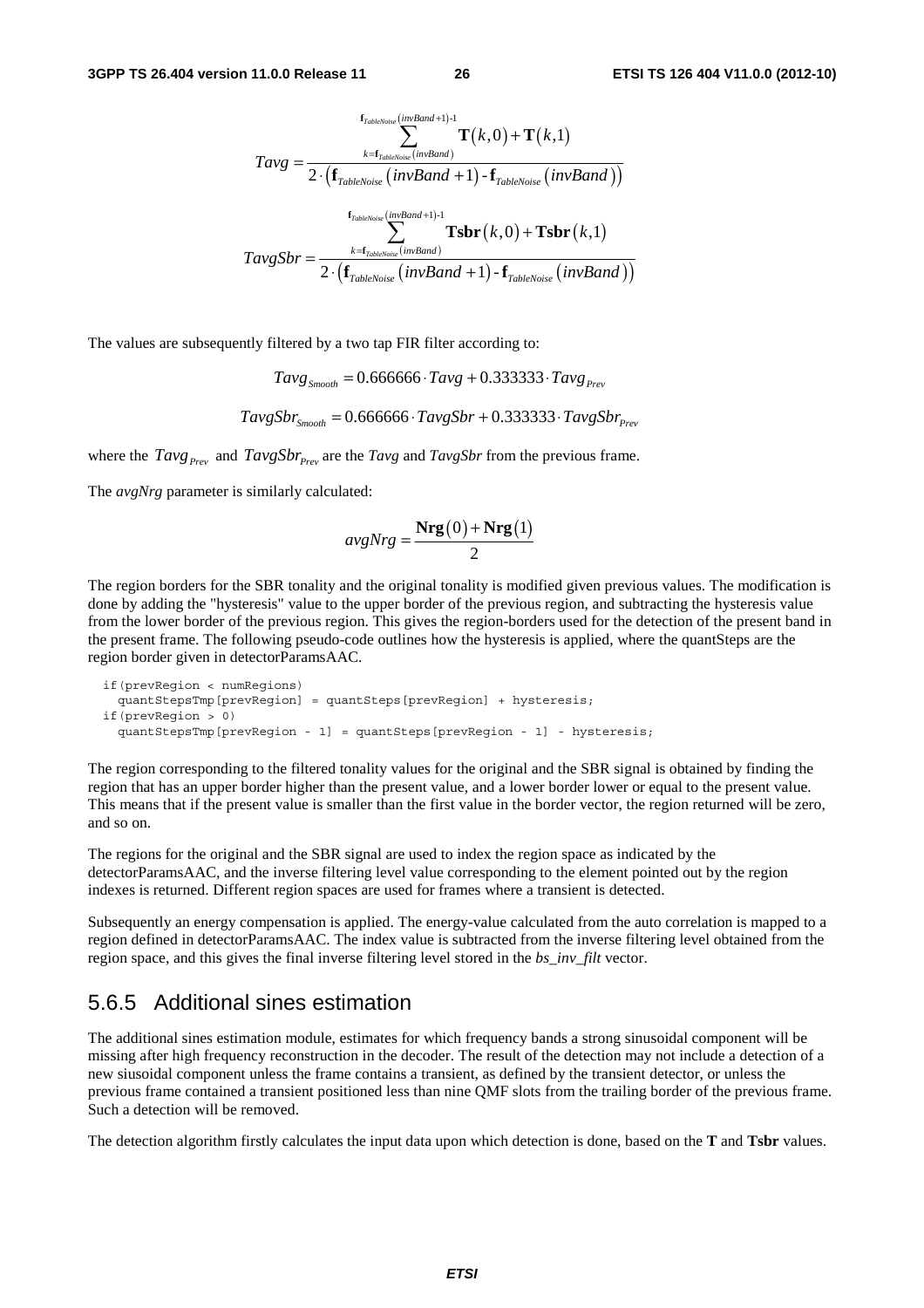$$Tavg = \frac{\sum_{k=\mathbf{f}_{TableNoise}(invBand)}^{\mathbf{f}_{TableNoise}(invBand+1)-1} \mathbf{T}(k,0) + \mathbf{T}(k,1)}{2 \cdot \left(\mathbf{f}_{TableNoise}(invBand+1) - \mathbf{f}_{TableNoise}(invBand)\right)}$$

$$TavgSbr = \frac{\sum_{k=\mathbf{f}_{TableNoise}(invBand)}^{\mathbf{f}_{TableNoise}(invBand+1)-1} \mathbf{Tsbr}(k,0) + \mathbf{Tsbr}(k,1)}{2 \cdot \left(\mathbf{f}_{TableNoise}(invBand+1) - \mathbf{f}_{TableNoise}(invBand)\right)}$$

The values are subsequently filtered by a two tap FIR filter according to:

$$Tavg_{Smooth} = 0.666666 \cdot Tavg + 0.333333 \cdot Tavg_{Prev}$$

$$TavgSbr_{Smooth} = 0.666666 \cdot TavgSbr + 0.333333 \cdot TavgSbr_{Prev}$$

where the $Tavg_{Prev}$ and $TavgSbr_{Prev}$ are the *Tavg* and *TavgSbr* from the previous frame.

The *avgNrg* parameter is similarly calculated:

$$avgNrg = \frac{\mathbf{Nrg}(0) + \mathbf{Nrg}(1)}{2}$$

The region borders for the SBR tonality and the original tonality is modified given previous values. The modification is done by adding the "hysteresis" value to the upper border of the previous region, and subtracting the hysteresis value from the lower border of the previous region. This gives the region-borders used for the detection of the present band in the present frame. The following pseudo-code outlines how the hysteresis is applied, where the quantSteps are the region border given in detectorParamsAAC.

```
if(prevRegion < numRegions)
  quantStepsTmp[prevRegion] = quantSteps[prevRegion] + hysteresis;
if(prevRegion > 0)
  quantStepsTmp[prevRegion - 1] = quantSteps[prevRegion - 1] - hysteresis;
```

The region corresponding to the filtered tonality values for the original and the SBR signal is obtained by finding the region that has an upper border higher than the present value, and a lower border lower or equal to the present value. This means that if the present value is smaller than the first value in the border vector, the region returned will be zero, and so on.

The regions for the original and the SBR signal are used to index the region space as indicated by the detectorParamsAAC, and the inverse filtering level value corresponding to the element pointed out by the region indexes is returned. Different region spaces are used for frames where a transient is detected.

Subsequently an energy compensation is applied. The energy-value calculated from the auto correlation is mapped to a region defined in detectorParamsAAC. The index value is subtracted from the inverse filtering level obtained from the region space, and this gives the final inverse filtering level stored in the *bs_inv_filt* vector.

## 5.6.5 Additional sines estimation

The additional sines estimation module, estimates for which frequency bands a strong sinusoidal component will be missing after high frequency reconstruction in the decoder. The result of the detection may not include a detection of a new siusoidal component unless the frame contains a transient, as defined by the transient detector, or unless the previous frame contained a transient positioned less than nine QMF slots from the trailing border of the previous frame. Such a detection will be removed.

The detection algorithm firstly calculates the input data upon which detection is done, based on the **T** and **Tsbr** values.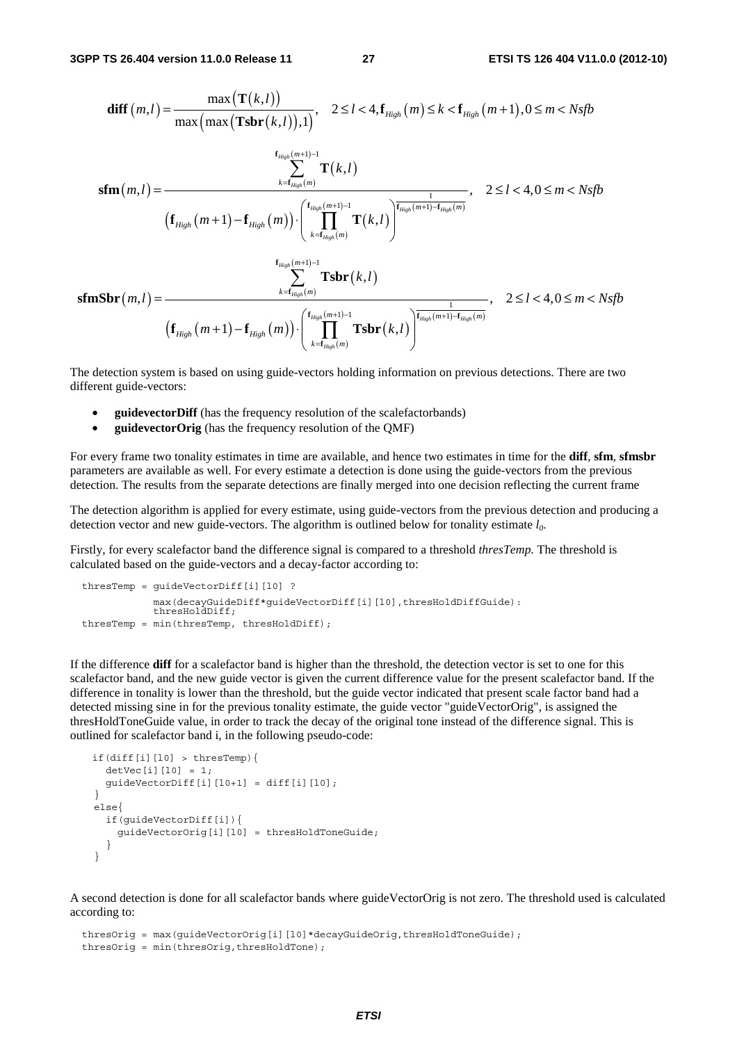$$\mathbf{diff}(m,l) = \frac{\max\left(\mathbf{T}(k,l)\right)}{\max\left(\max\left(\mathbf{Tsbr}(k,l)\right),1\right)}, \quad 2 \le l < 4, \mathbf{f}_{High}(m) \le k < \mathbf{f}_{High}(m+1), 0 \le m < Nsfb$$

$$\mathbf{sfm}(m,l) = \frac{\displaystyle\sum_{k=\mathbf{f}_{High}(m)}^{\mathbf{f}_{High}(m+1)-1} \mathbf{T}(k,l)}{\left(\mathbf{f}_{High}(m+1) - \mathbf{f}_{High}(m)\right) \cdot \left(\displaystyle\prod_{k=\mathbf{f}_{High}(m)}^{\mathbf{f}_{High}(m+1)-1} \mathbf{T}(k,l)\right)^{\frac{1}{\mathbf{f}_{High}(m+1)-\mathbf{f}_{High}(m)}}}, \quad 2 \le l < 4, 0 \le m < Nsfb$$

$$\mathbf{sfmSbr}(m,l) = \frac{\displaystyle\sum_{k=\mathbf{f}_{High}(m)}^{\mathbf{f}_{High}(m+1)-1} \mathbf{Tsbr}(k,l)}{\left(\mathbf{f}_{High}(m+1) - \mathbf{f}_{High}(m)\right) \cdot \left(\displaystyle\prod_{k=\mathbf{f}_{High}(m)}^{\mathbf{f}_{High}(m+1)-1} \mathbf{Tsbr}(k,l)\right)^{\frac{1}{\mathbf{f}_{High}(m+1)-\mathbf{f}_{High}(m)}}}, \quad 2 \le l < 4, 0 \le m < Nsfb$$

The detection system is based on using guide-vectors holding information on previous detections. There are two different guide-vectors:

- **guidevectorDiff** (has the frequency resolution of the scalefactorbands)
- **guidevectorOrig** (has the frequency resolution of the QMF)

For every frame two tonality estimates in time are available, and hence two estimates in time for the **diff**, **sfm**, **sfmsbr** parameters are available as well. For every estimate a detection is done using the guide-vectors from the previous detection. The results from the separate detections are finally merged into one decision reflecting the current frame

The detection algorithm is applied for every estimate, using guide-vectors from the previous detection and producing a detection vector and new guide-vectors. The algorithm is outlined below for tonality estimate $l_0$.

Firstly, for every scalefactor band the difference signal is compared to a threshold *thresTemp*. The threshold is calculated based on the guide-vectors and a decay-factor according to:

```
thresTemp = guideVectorDiff[i][l0] ?
            max(decayGuideDiff*guideVectorDiff[i][l0],thresHoldDiffGuide):
            thresHoldDiff;
thresTemp = min(thresTemp, thresHoldDiff);
```

If the difference **diff** for a scalefactor band is higher than the threshold, the detection vector is set to one for this scalefactor band, and the new guide vector is given the current difference value for the present scalefactor band. If the difference in tonality is lower than the threshold, but the guide vector indicated that present scale factor band had a detected missing sine in for the previous tonality estimate, the guide vector "guideVectorOrig", is assigned the thresHoldToneGuide value, in order to track the decay of the original tone instead of the difference signal. This is outlined for scalefactor band i, in the following pseudo-code:

```
if(diff[i][l0] > thresTemp){
   detVec[i][l0] = 1;
   guideVectorDiff[i][l0+1] = diff[i][l0];
 }
 else{
   if(guideVectorDiff[i]){
     guideVectorOrig[i][l0] = thresHoldToneGuide;
   }
 }
```

A second detection is done for all scalefactor bands where guideVectorOrig is not zero. The threshold used is calculated according to:

```
thresOrig = max(guideVectorOrig[i][l0]*decayGuideOrig,thresHoldToneGuide);
thresOrig = min(thresOrig,thresHoldTone);
```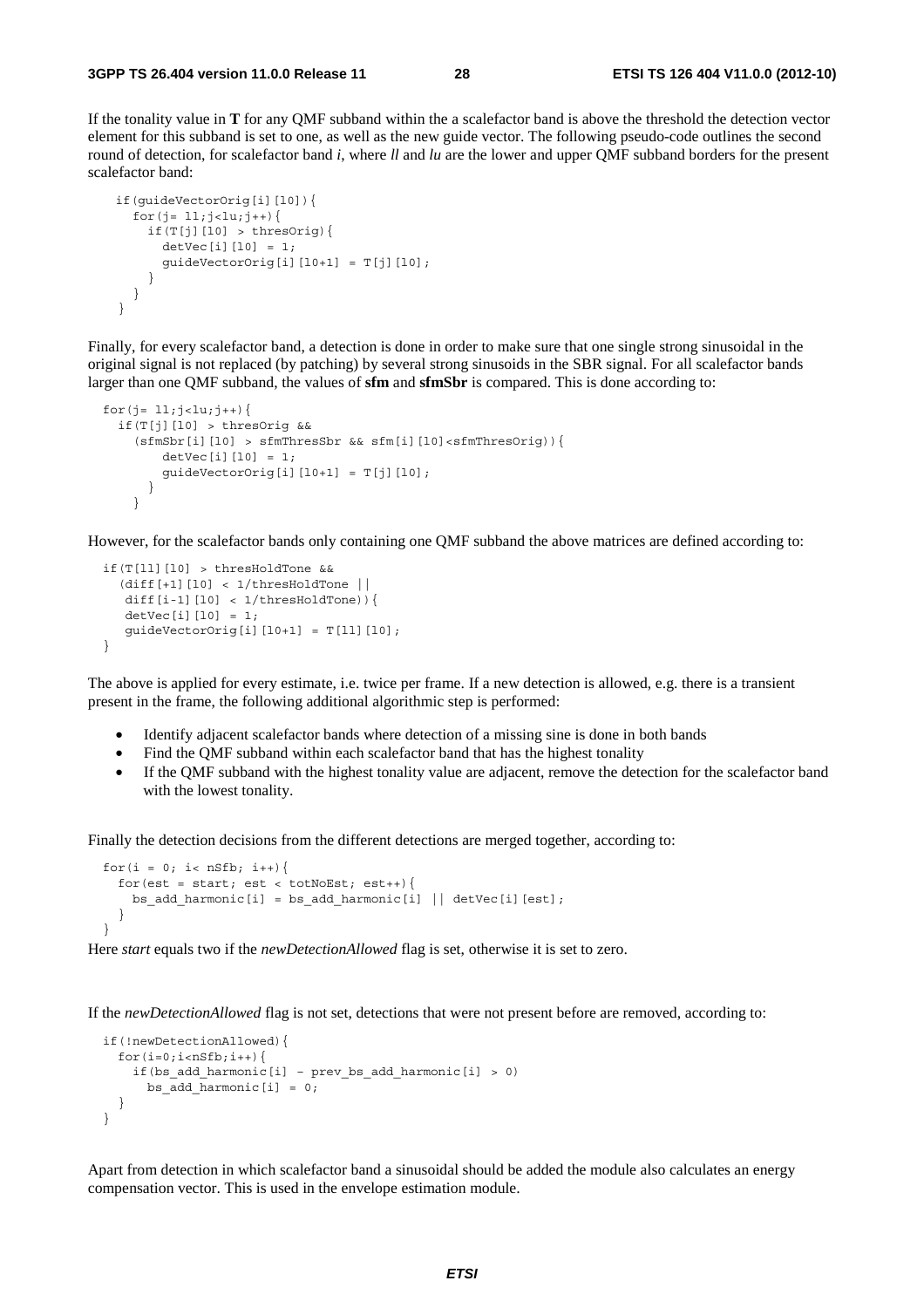If the tonality value in **T** for any QMF subband within the a scalefactor band is above the threshold the detection vector element for this subband is set to one, as well as the new guide vector. The following pseudo-code outlines the second round of detection, for scalefactor band *i*, where *ll* and *lu* are the lower and upper QMF subband borders for the present scalefactor band:

```
if(guideVectorOrig[i][l0]){
  for(j= ll;j<lu;j++){
    if(T[j][l0] > thresOrig){
      detVec[i][l0] = 1;
      guideVectorOrig[i][l0+1] = T[j][l0];
    }
  }
}
```

Finally, for every scalefactor band, a detection is done in order to make sure that one single strong sinusoidal in the original signal is not replaced (by patching) by several strong sinusoids in the SBR signal. For all scalefactor bands larger than one QMF subband, the values of **sfm** and **sfmSbr** is compared. This is done according to:

```
for(j= ll;j<lu;j++){
  if(T[j][l0] > thresOrig &&
    (sfmSbr[i][l0] > sfmThresSbr && sfm[i][l0]<sfmThresOrig)){
        detVec[i][l0] = 1;
        guideVectorOrig[i][l0+1] = T[j][l0];
      }
    }
```

However, for the scalefactor bands only containing one QMF subband the above matrices are defined according to:

```
if(T[ll][l0] > thresHoldTone &&
  (diff[+1][l0] < 1/thresHoldTone ||
   diff[i-1][l0] < 1/thresHoldTone)){
   detVec[i][l0] = 1;
   guideVectorOrig[i][l0+1] = T[ll][l0];
}
```

The above is applied for every estimate, i.e. twice per frame. If a new detection is allowed, e.g. there is a transient present in the frame, the following additional algorithmic step is performed:

- Identify adjacent scalefactor bands where detection of a missing sine is done in both bands
- Find the QMF subband within each scalefactor band that has the highest tonality
- If the QMF subband with the highest tonality value are adjacent, remove the detection for the scalefactor band with the lowest tonality.

Finally the detection decisions from the different detections are merged together, according to:

```
for(i = 0; i< nSfb; i++){
  for(est = start; est < totNoEst; est++){
    bs_add_harmonic[i] = bs_add_harmonic[i] || detVec[i][est];
  }
}
```

Here *start* equals two if the *newDetectionAllowed* flag is set, otherwise it is set to zero.

If the *newDetectionAllowed* flag is not set, detections that were not present before are removed, according to:

```
if(!newDetectionAllowed){
  for(i=0;i<nSfb;i++){
    if(bs_add_harmonic[i] - prev_bs_add_harmonic[i] > 0)
      bs_add_harmonic[i] = 0;
  }
}
```

Apart from detection in which scalefactor band a sinusoidal should be added the module also calculates an energy compensation vector. This is used in the envelope estimation module.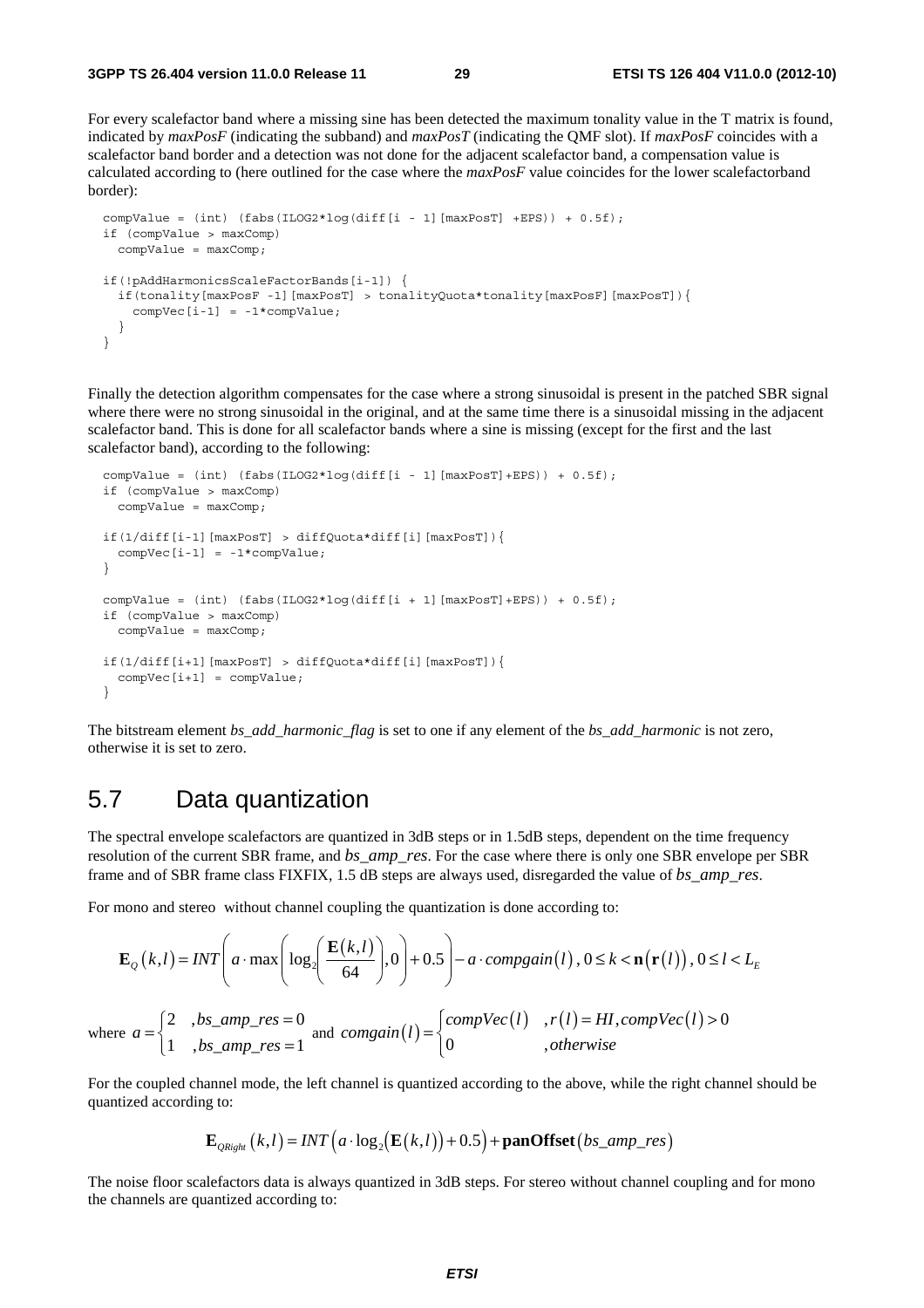For every scalefactor band where a missing sine has been detected the maximum tonality value in the T matrix is found, indicated by *maxPosF* (indicating the subband) and *maxPosT* (indicating the QMF slot). If *maxPosF* coincides with a scalefactor band border and a detection was not done for the adjacent scalefactor band, a compensation value is calculated according to (here outlined for the case where the *maxPosF* value coincides for the lower scalefactorband border):

```
compValue = (int) (fabs(ILOG2*log(diff[i - 1][maxPosT] +EPS)) + 0.5f);
if (compValue > maxComp)
  compValue = maxComp;

if(!pAddHarmonicsScaleFactorBands[i-1]) {
  if(tonality[maxPosF -1][maxPosT] > tonalityQuota*tonality[maxPosF][maxPosT]){
    compVec[i-1] = -1*compValue;
  }
}
```

Finally the detection algorithm compensates for the case where a strong sinusoidal is present in the patched SBR signal where there were no strong sinusoidal in the original, and at the same time there is a sinusoidal missing in the adjacent scalefactor band. This is done for all scalefactor bands where a sine is missing (except for the first and the last scalefactor band), according to the following:

```
compValue = (int) (fabs(ILOG2*log(diff[i - 1][maxPosT]+EPS)) + 0.5f);
if (compValue > maxComp)
  compValue = maxComp;

if(1/diff[i-1][maxPosT] > diffQuota*diff[i][maxPosT]){
  compVec[i-1] = -1*compValue;
}

compValue = (int) (fabs(ILOG2*log(diff[i + 1][maxPosT]+EPS)) + 0.5f);
if (compValue > maxComp)
  compValue = maxComp;

if(1/diff[i+1][maxPosT] > diffQuota*diff[i][maxPosT]){
  compVec[i+1] = compValue;
}
```

The bitstream element *bs_add_harmonic_flag* is set to one if any element of the *bs_add_harmonic* is not zero, otherwise it is set to zero.

## 5.7 Data quantization

The spectral envelope scalefactors are quantized in 3dB steps or in 1.5dB steps, dependent on the time frequency resolution of the current SBR frame, and *bs_amp_res*. For the case where there is only one SBR envelope per SBR frame and of SBR frame class FIXFIX, 1.5 dB steps are always used, disregarded the value of *bs_amp_res*.

For mono and stereo without channel coupling the quantization is done according to:

$$\mathbf{E}_Q(k,l) = INT\left(a \cdot \max\left(\log_2\left(\frac{\mathbf{E}(k,l)}{64}\right),0\right) + 0.5\right) - a \cdot compgain(l),\ 0 \le k < \mathbf{n}(\mathbf{r}(l)),\ 0 \le l < L_E$$

where $a = \begin{cases} 2 & ,bs\_amp\_res = 0 \\ 1 & ,bs\_amp\_res = 1 \end{cases}$ and $comgain(l) = \begin{cases} compVec(l) & ,r(l) = HI, compVec(l) > 0 \\ 0 & ,otherwise \end{cases}$

For the coupled channel mode, the left channel is quantized according to the above, while the right channel should be quantized according to:

$$\mathbf{E}_{QRight}(k,l) = INT\left(a \cdot \log_2\left(\mathbf{E}(k,l)\right) + 0.5\right) + \mathbf{panOffset}(bs\_amp\_res)$$

The noise floor scalefactors data is always quantized in 3dB steps. For stereo without channel coupling and for mono the channels are quantized according to: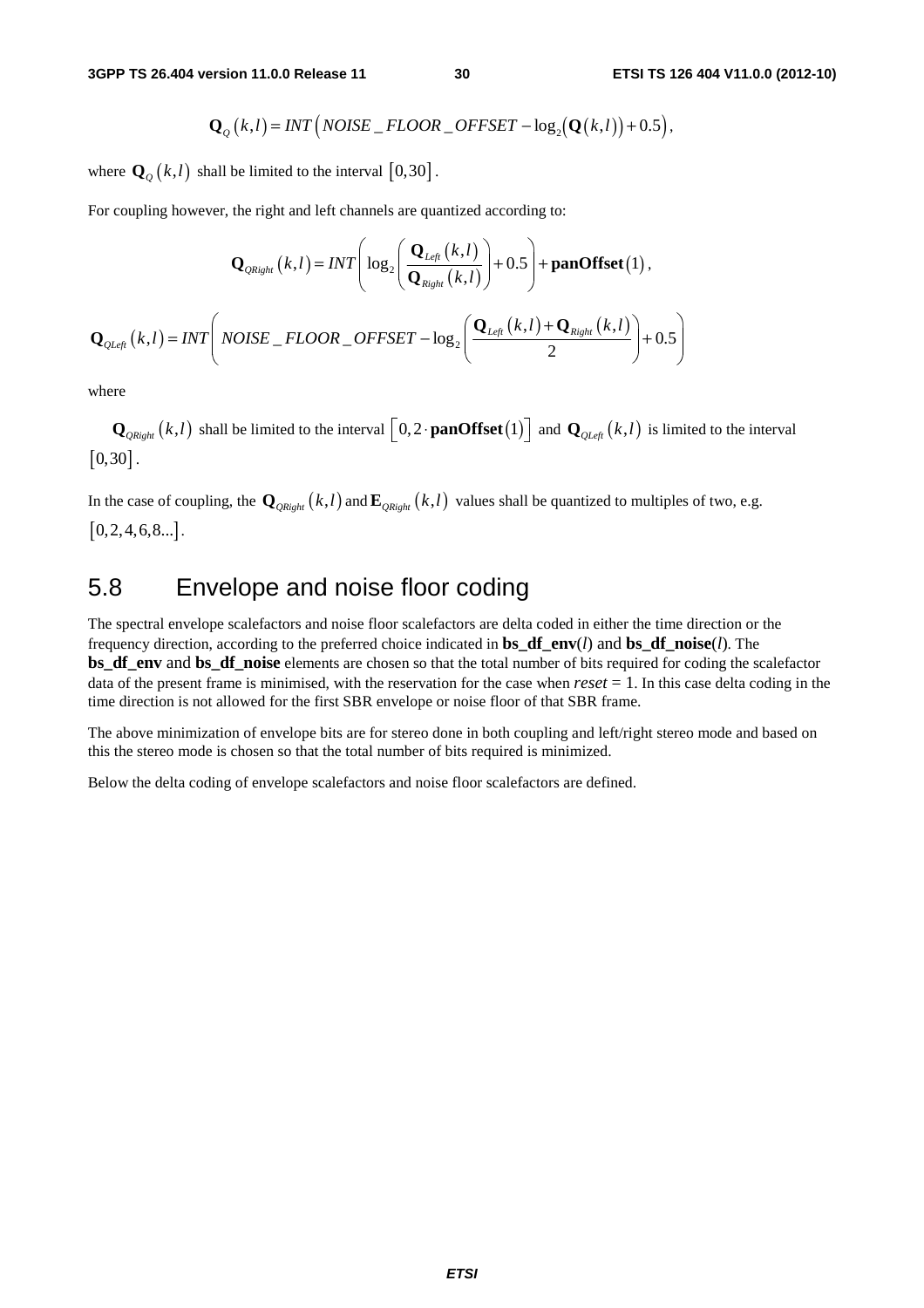$$\mathbf{Q}_Q(k,l) = INT\left(NOISE\_FLOOR\_OFFSET - \log_2\left(\mathbf{Q}(k,l)\right) + 0.5\right),$$

where $\mathbf{Q}_Q(k,l)$ shall be limited to the interval $[0,30]$.

For coupling however, the right and left channels are quantized according to:

$$\mathbf{Q}_{QRight}(k,l) = INT\left(\log_2\left(\frac{\mathbf{Q}_{Left}(k,l)}{\mathbf{Q}_{Right}(k,l)}\right) + 0.5\right) + \mathbf{panOffset}(1),$$

$$\mathbf{Q}_{QLeft}(k,l) = INT\left(NOISE\_FLOOR\_OFFSET - \log_2\left(\frac{\mathbf{Q}_{Left}(k,l) + \mathbf{Q}_{Right}(k,l)}{2}\right) + 0.5\right)$$

where

$\mathbf{Q}_{QRight}(k,l)$ shall be limited to the interval $\left[0, 2\cdot\mathbf{panOffset}(1)\right]$ and $\mathbf{Q}_{QLeft}(k,l)$ is limited to the interval $[0,30]$.

In the case of coupling, the $\mathbf{Q}_{QRight}(k,l)$ and $\mathbf{E}_{QRight}(k,l)$ values shall be quantized to multiples of two, e.g. $[0,2,4,6,8...]$.

## 5.8 Envelope and noise floor coding

The spectral envelope scalefactors and noise floor scalefactors are delta coded in either the time direction or the frequency direction, according to the preferred choice indicated in **bs_df_env**($l$) and **bs_df_noise**($l$). The **bs_df_env** and **bs_df_noise** elements are chosen so that the total number of bits required for coding the scalefactor data of the present frame is minimised, with the reservation for the case when $reset = 1$. In this case delta coding in the time direction is not allowed for the first SBR envelope or noise floor of that SBR frame.

The above minimization of envelope bits are for stereo done in both coupling and left/right stereo mode and based on this the stereo mode is chosen so that the total number of bits required is minimized.

Below the delta coding of envelope scalefactors and noise floor scalefactors are defined.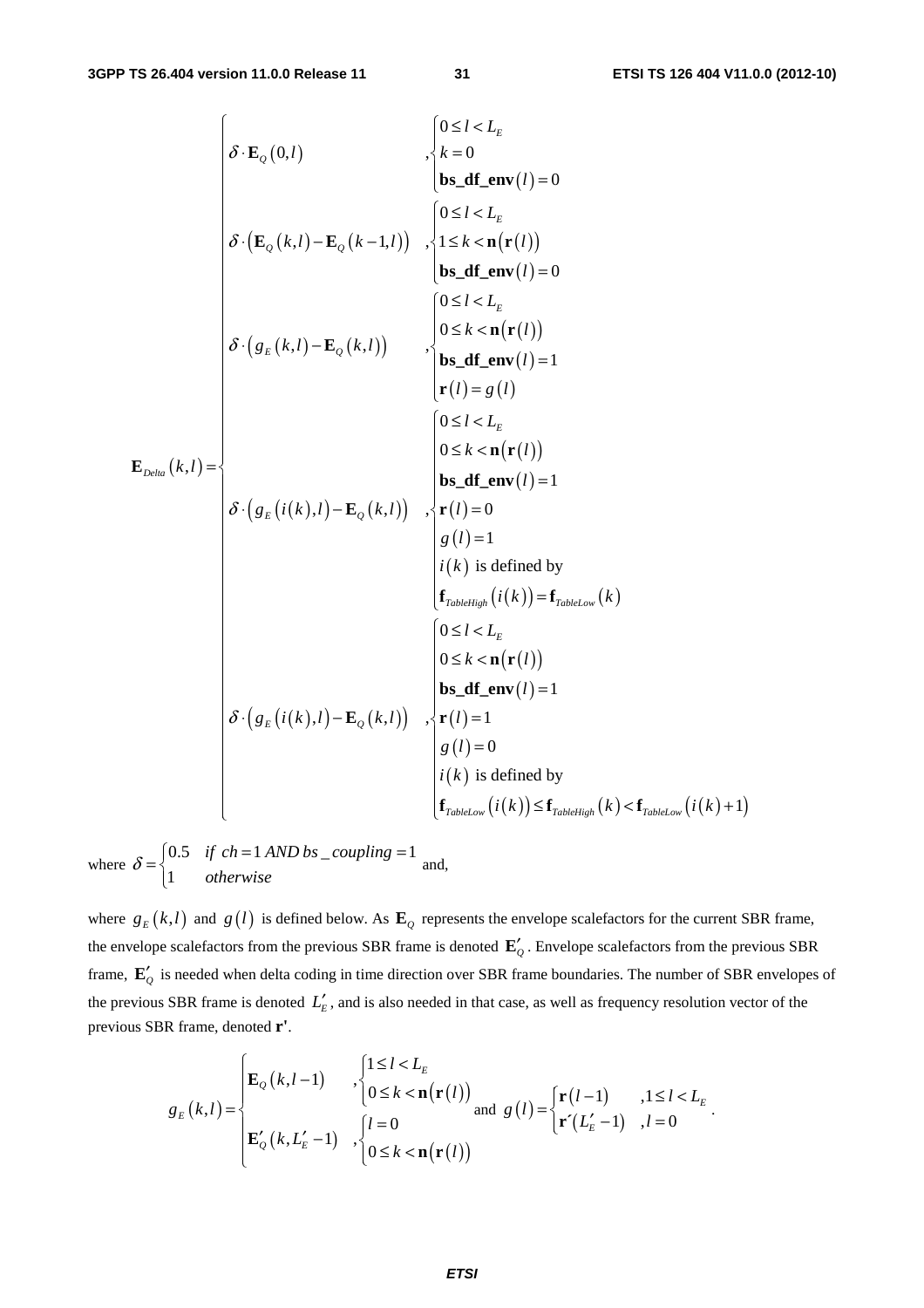$$
\mathbf{E}_{Delta}(k,l) = \begin{cases}
\delta \cdot \mathbf{E}_Q(0,l) & , \begin{cases} 0 \le l < L_E \\ k = 0 \\ \mathbf{bs\_df\_env}(l) = 0 \end{cases} \\
\delta \cdot \left( \mathbf{E}_Q(k,l) - \mathbf{E}_Q(k-1,l) \right) & , \begin{cases} 0 \le l < L_E \\ 1 \le k < \mathbf{n}(\mathbf{r}(l)) \\ \mathbf{bs\_df\_env}(l) = 0 \end{cases} \\
\delta \cdot \left( g_E(k,l) - \mathbf{E}_Q(k,l) \right) & , \begin{cases} 0 \le l < L_E \\ 0 \le k < \mathbf{n}(\mathbf{r}(l)) \\ \mathbf{bs\_df\_env}(l) = 1 \\ \mathbf{r}(l) = g(l) \end{cases} \\
\delta \cdot \left( g_E(i(k),l) - \mathbf{E}_Q(k,l) \right) & , \begin{cases} 0 \le l < L_E \\ 0 \le k < \mathbf{n}(\mathbf{r}(l)) \\ \mathbf{bs\_df\_env}(l) = 1 \\ \mathbf{r}(l) = 0 \\ g(l) = 1 \\ i(k) \text{ is defined by} \\ \mathbf{f}_{TableHigh}(i(k)) = \mathbf{f}_{TableLow}(k) \end{cases} \\
\delta \cdot \left( g_E(i(k),l) - \mathbf{E}_Q(k,l) \right) & , \begin{cases} 0 \le l < L_E \\ 0 \le k < \mathbf{n}(\mathbf{r}(l)) \\ \mathbf{bs\_df\_env}(l) = 1 \\ \mathbf{r}(l) = 1 \\ g(l) = 0 \\ i(k) \text{ is defined by} \\ \mathbf{f}_{TableLow}(i(k)) \le \mathbf{f}_{TableHigh}(k) < \mathbf{f}_{TableLow}(i(k)+1) \end{cases}
\end{cases}
$$

where $\delta = \begin{cases} 0.5 & \text{if } ch = 1 \text{ AND } bs\_coupling = 1 \\ 1 & \text{otherwise} \end{cases}$ and,

where $g_E(k,l)$ and $g(l)$ is defined below. As $\mathbf{E}_Q$ represents the envelope scalefactors for the current SBR frame, the envelope scalefactors from the previous SBR frame is denoted $\mathbf{E}'_Q$. Envelope scalefactors from the previous SBR frame, $\mathbf{E}'_Q$ is needed when delta coding in time direction over SBR frame boundaries. The number of SBR envelopes of the previous SBR frame is denoted $L'_E$, and is also needed in that case, as well as frequency resolution vector of the previous SBR frame, denoted $\mathbf{r'}$.

$$
g_E(k,l) = \begin{cases}
\mathbf{E}_Q(k,l-1) & , \begin{cases} 1 \le l < L_E \\ 0 \le k < \mathbf{n}(\mathbf{r}(l)) \end{cases} \\
\mathbf{E}'_Q(k, L'_E - 1) & , \begin{cases} l = 0 \\ 0 \le k < \mathbf{n}(\mathbf{r}(l)) \end{cases}
\end{cases}
\text{ and } g(l) = \begin{cases} \mathbf{r}(l-1) & , 1 \le l < L_E \\ \mathbf{r}'(L'_E - 1) & , l = 0 \end{cases}.
$$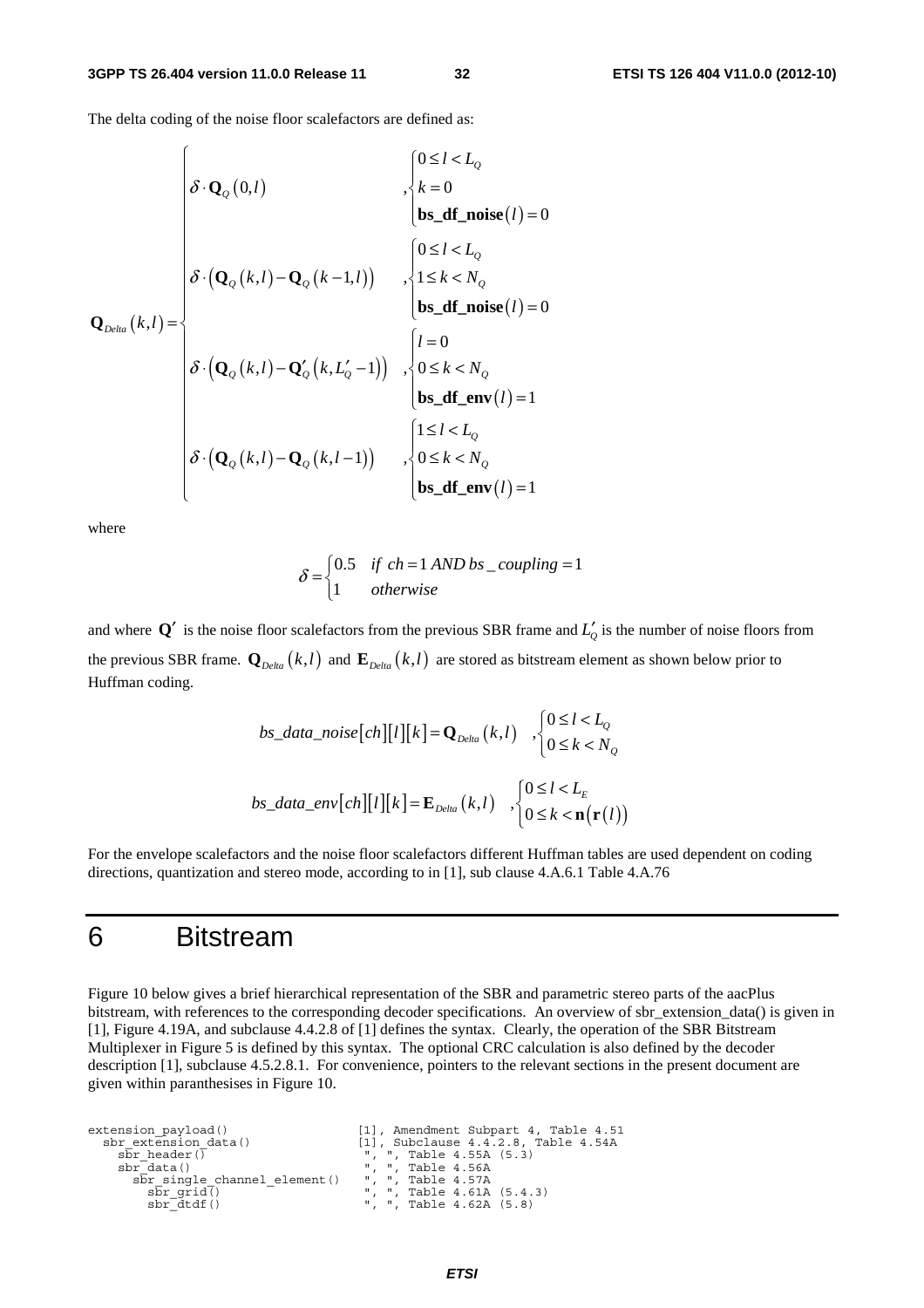The delta coding of the noise floor scalefactors are defined as:

$$
\mathbf{Q}_{Delta}(k,l) = \begin{cases}
\delta \cdot \mathbf{Q}_Q(0,l) & , \begin{cases} 0 \le l < L_Q \\ k = 0 \\ \mathbf{bs\_df\_noise}(l) = 0 \end{cases} \\
\delta \cdot \left( \mathbf{Q}_Q(k,l) - \mathbf{Q}_Q(k-1,l) \right) & , \begin{cases} 0 \le l < L_Q \\ 1 \le k < N_Q \\ \mathbf{bs\_df\_noise}(l) = 0 \end{cases} \\
\delta \cdot \left( \mathbf{Q}_Q(k,l) - \mathbf{Q}'_Q(k, L'_Q - 1) \right) & , \begin{cases} l = 0 \\ 0 \le k < N_Q \\ \mathbf{bs\_df\_env}(l) = 1 \end{cases} \\
\delta \cdot \left( \mathbf{Q}_Q(k,l) - \mathbf{Q}_Q(k,l-1) \right) & , \begin{cases} 1 \le l < L_Q \\ 0 \le k < N_Q \\ \mathbf{bs\_df\_env}(l) = 1 \end{cases}
\end{cases}
$$

where

$$
\delta = \begin{cases} 0.5 & if\ ch = 1\ AND\ bs\_coupling = 1 \\ 1 & otherwise \end{cases}
$$

and where $\mathbf{Q}'$ is the noise floor scalefactors from the previous SBR frame and $L'_Q$ is the number of noise floors from the previous SBR frame. $\mathbf{Q}_{Delta}(k,l)$ and $\mathbf{E}_{Delta}(k,l)$ are stored as bitstream element as shown below prior to Huffman coding.

$$
bs\_data\_noise[ch][l][k] = \mathbf{Q}_{Delta}(k,l) \quad , \begin{cases} 0 \le l < L_Q \\ 0 \le k < N_Q \end{cases}
$$

$$
bs\_data\_env[ch][l][k] = \mathbf{E}_{Delta}(k,l) \quad , \begin{cases} 0 \le l < L_E \\ 0 \le k < \mathbf{n}(\mathbf{r}(l)) \end{cases}
$$

For the envelope scalefactors and the noise floor scalefactors different Huffman tables are used dependent on coding directions, quantization and stereo mode, according to in [1], sub clause 4.A.6.1 Table 4.A.76

# 6 Bitstream

Figure 10 below gives a brief hierarchical representation of the SBR and parametric stereo parts of the aacPlus bitstream, with references to the corresponding decoder specifications. An overview of sbr_extension_data() is given in [1], Figure 4.19A, and subclause 4.4.2.8 of [1] defines the syntax. Clearly, the operation of the SBR Bitstream Multiplexer in Figure 5 is defined by this syntax. The optional CRC calculation is also defined by the decoder description [1], subclause 4.5.2.8.1. For convenience, pointers to the relevant sections in the present document are given within paranthesises in Figure 10.

```
extension_payload()                 [1], Amendment Subpart 4, Table 4.51
  sbr_extension_data()              [1], Subclause 4.4.2.8, Table 4.54A
    sbr_header()                     ", ", Table 4.55A (5.3)
    sbr_data()                       ", ", Table 4.56A
      sbr_single_channel_element()   ", ", Table 4.57A
        sbr_grid()                   ", ", Table 4.61A (5.4.3)
        sbr_dtdf()                   ", ", Table 4.62A (5.8)
```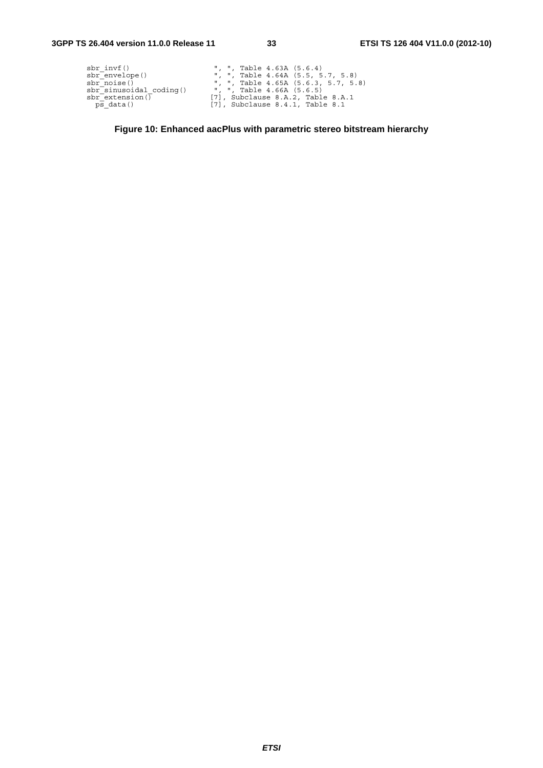```
sbr_invf()                     ", ", Table 4.63A (5.6.4)
sbr_envelope()                 ", ", Table 4.64A (5.5, 5.7, 5.8)
sbr_noise()                    ", ", Table 4.65A (5.6.3, 5.7, 5.8)
sbr_sinusoidal_coding()        ", ", Table 4.66A (5.6.5)
sbr_extension()               [7], Subclause 8.A.2, Table 8.A.1
  ps_data()                   [7], Subclause 8.4.1, Table 8.1
```

**Figure 10: Enhanced aacPlus with parametric stereo bitstream hierarchy**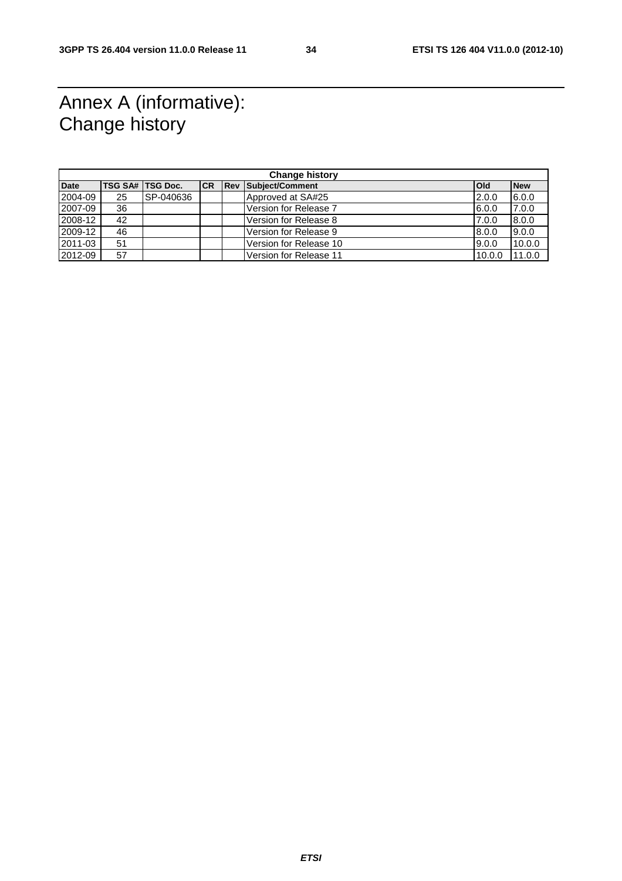# Annex A (informative): Change history

| Change history | | | | | | | |
|---|---|---|---|---|---|---|---|
| **Date** | **TSG SA#** | **TSG Doc.** | **CR** | **Rev** | **Subject/Comment** | **Old** | **New** |
| 2004-09 | 25 | SP-040636 | | | Approved at SA#25 | 2.0.0 | 6.0.0 |
| 2007-09 | 36 | | | | Version for Release 7 | 6.0.0 | 7.0.0 |
| 2008-12 | 42 | | | | Version for Release 8 | 7.0.0 | 8.0.0 |
| 2009-12 | 46 | | | | Version for Release 9 | 8.0.0 | 9.0.0 |
| 2011-03 | 51 | | | | Version for Release 10 | 9.0.0 | 10.0.0 |
| 2012-09 | 57 | | | | Version for Release 11 | 10.0.0 | 11.0.0 |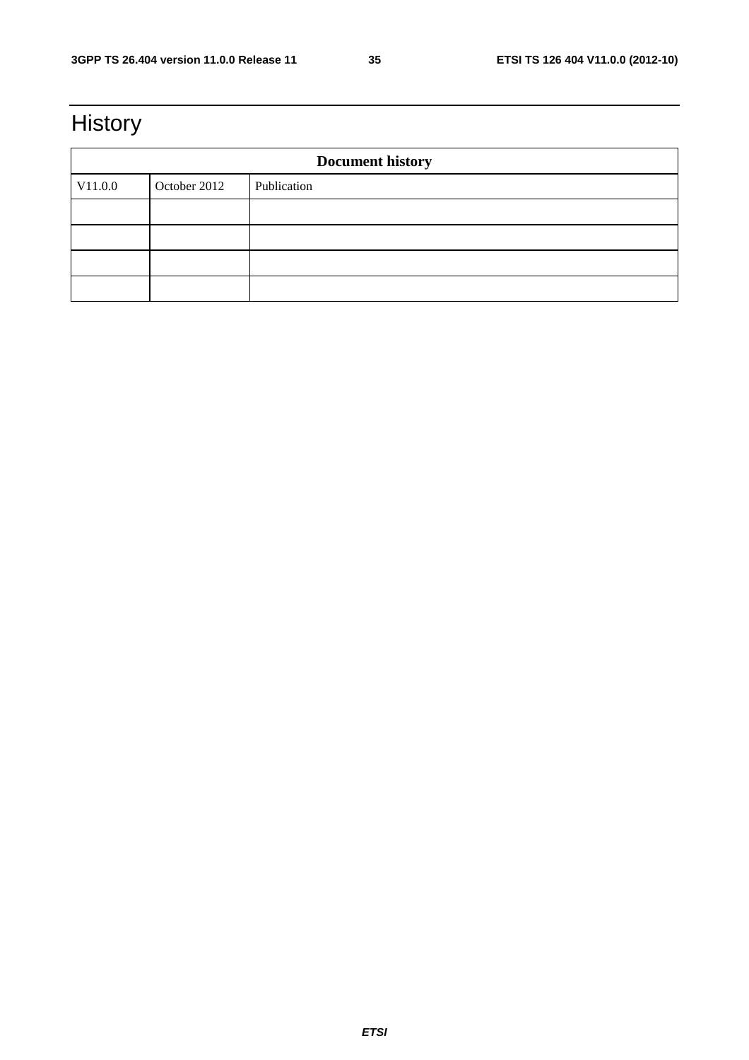# History

| Document history | | |
|---|---|---|
| V11.0.0 | October 2012 | Publication |
| | | |
| | | |
| | | |
| | | |